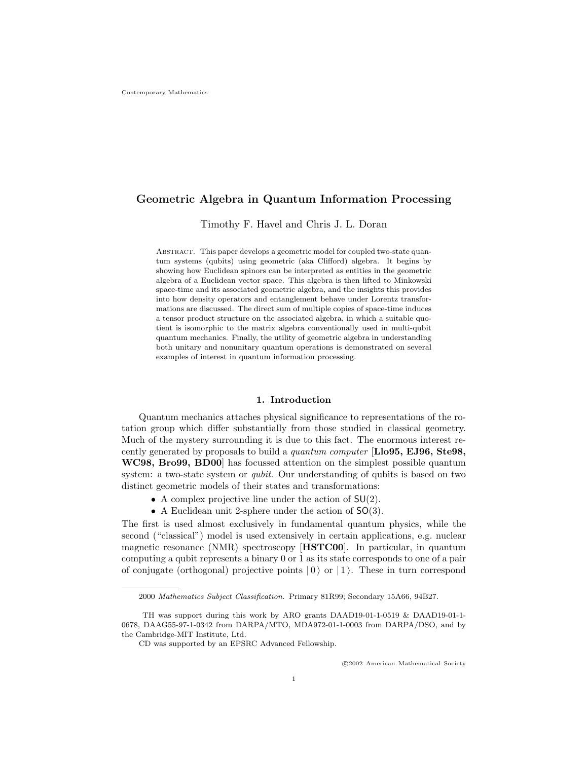# Geometric Algebra in Quantum Information Processing

Timothy F. Havel and Chris J. L. Doran

Abstract. This paper develops a geometric model for coupled two-state quantum systems (qubits) using geometric (aka Clifford) algebra. It begins by showing how Euclidean spinors can be interpreted as entities in the geometric algebra of a Euclidean vector space. This algebra is then lifted to Minkowski space-time and its associated geometric algebra, and the insights this provides into how density operators and entanglement behave under Lorentz transformations are discussed. The direct sum of multiple copies of space-time induces a tensor product structure on the associated algebra, in which a suitable quotient is isomorphic to the matrix algebra conventionally used in multi-qubit quantum mechanics. Finally, the utility of geometric algebra in understanding both unitary and nonunitary quantum operations is demonstrated on several examples of interest in quantum information processing.

## 1. Introduction

Quantum mechanics attaches physical significance to representations of the rotation group which differ substantially from those studied in classical geometry. Much of the mystery surrounding it is due to this fact. The enormous interest recently generated by proposals to build a *quantum computer* [**Llo95, EJ96, Ste98, WC98, Bro99, BD00**] has focussed attention on the simplest possible quantum system: a two-state system or *qubit*. Our understanding of qubits is based on two distinct geometric models of their states and transformations:

- A complex projective line under the action of $\mathsf{SU}(2)$.
- A Euclidean unit 2-sphere under the action of $\mathsf{SO}(3)$.

The first is used almost exclusively in fundamental quantum physics, while the second ("classical") model is used extensively in certain applications, e.g. nuclear magnetic resonance (NMR) spectroscopy [**HSTC00**]. In particular, in quantum computing a qubit represents a binary 0 or 1 as its state corresponds to one of a pair of conjugate (orthogonal) projective points $|\,0\,\rangle$ or $|\,1\,\rangle$. These in turn correspond

---

2000 *Mathematics Subject Classification.* Primary 81R99; Secondary 15A66, 94B27.

TH was support during this work by ARO grants DAAD19-01-1-0519 & DAAD19-01-1-0678, DAAG55-97-1-0342 from DARPA/MTO, MDA972-01-1-0003 from DARPA/DSO, and by the Cambridge-MIT Institute, Ltd.

CD was supported by an EPSRC Advanced Fellowship.

©2002 American Mathematical Society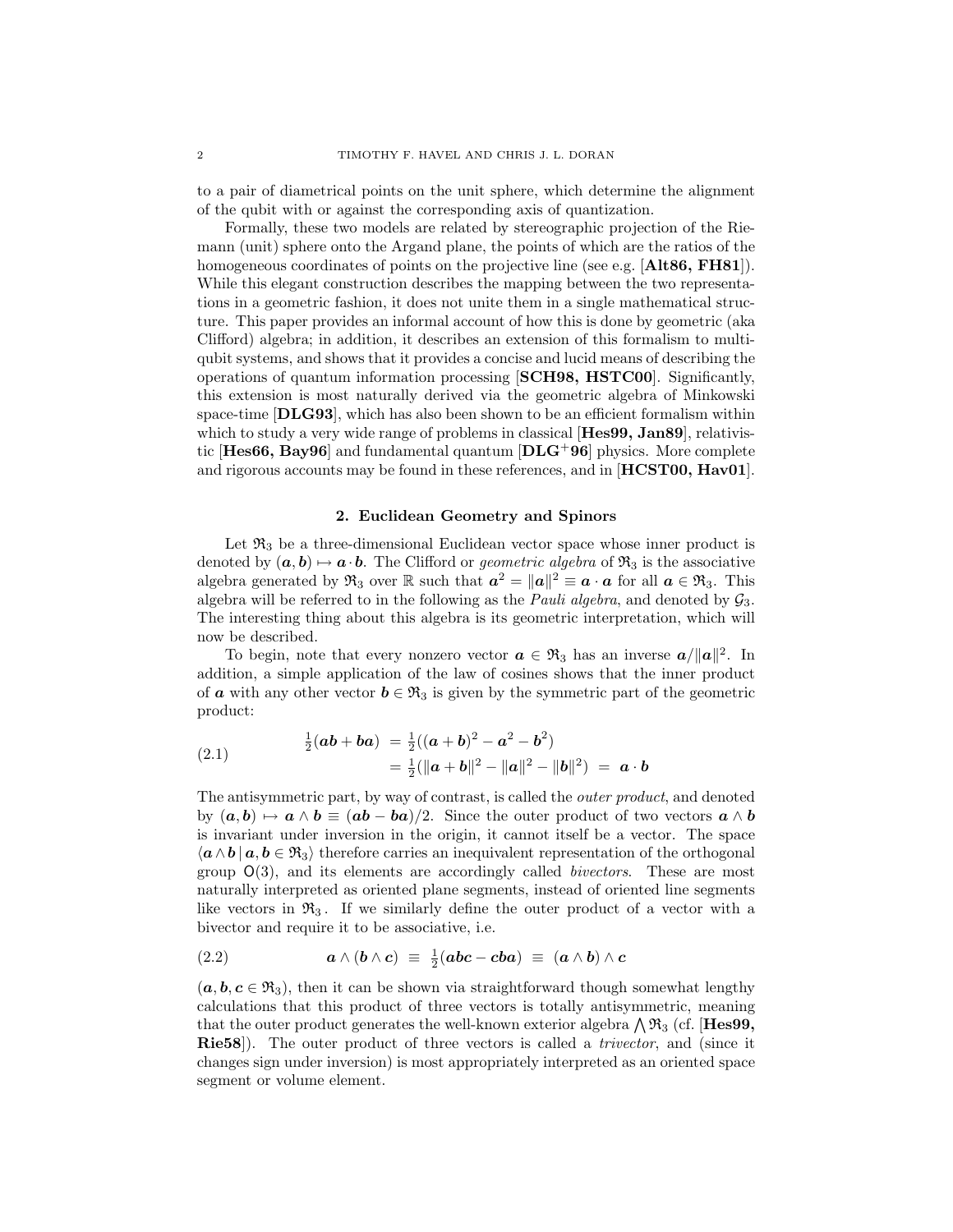to a pair of diametrical points on the unit sphere, which determine the alignment of the qubit with or against the corresponding axis of quantization.

Formally, these two models are related by stereographic projection of the Riemann (unit) sphere onto the Argand plane, the points of which are the ratios of the homogeneous coordinates of points on the projective line (see e.g. [**Alt86, FH81**]). While this elegant construction describes the mapping between the two representations in a geometric fashion, it does not unite them in a single mathematical structure. This paper provides an informal account of how this is done by geometric (aka Clifford) algebra; in addition, it describes an extension of this formalism to multi-qubit systems, and shows that it provides a concise and lucid means of describing the operations of quantum information processing [**SCH98, HSTC00**]. Significantly, this extension is most naturally derived via the geometric algebra of Minkowski space-time [**DLG93**], which has also been shown to be an efficient formalism within which to study a very wide range of problems in classical [**Hes99, Jan89**], relativistic [**Hes66, Bay96**] and fundamental quantum [**DLG⁺96**] physics. More complete and rigorous accounts may be found in these references, and in [**HCST00, Hav01**].

## 2. Euclidean Geometry and Spinors

Let $\mathfrak{R}_3$ be a three-dimensional Euclidean vector space whose inner product is denoted by $(\boldsymbol{a}, \boldsymbol{b}) \mapsto \boldsymbol{a} \cdot \boldsymbol{b}$. The Clifford or *geometric algebra* of $\mathfrak{R}_3$ is the associative algebra generated by $\mathfrak{R}_3$ over $\mathbb{R}$ such that $\boldsymbol{a}^2 = \|\boldsymbol{a}\|^2 \equiv \boldsymbol{a} \cdot \boldsymbol{a}$ for all $\boldsymbol{a} \in \mathfrak{R}_3$. This algebra will be referred to in the following as the *Pauli algebra*, and denoted by $\mathcal{G}_3$. The interesting thing about this algebra is its geometric interpretation, which will now be described.

To begin, note that every nonzero vector $\boldsymbol{a} \in \mathfrak{R}_3$ has an inverse $\boldsymbol{a}/\|\boldsymbol{a}\|^2$. In addition, a simple application of the law of cosines shows that the inner product of $\boldsymbol{a}$ with any other vector $\boldsymbol{b} \in \mathfrak{R}_3$ is given by the symmetric part of the geometric product:

$$
\begin{aligned}
\tfrac{1}{2}(\boldsymbol{a}\boldsymbol{b} + \boldsymbol{b}\boldsymbol{a}) \;&=\; \tfrac{1}{2}((\boldsymbol{a}+\boldsymbol{b})^2 - \boldsymbol{a}^2 - \boldsymbol{b}^2) \\
&=\; \tfrac{1}{2}(\|\boldsymbol{a}+\boldsymbol{b}\|^2 - \|\boldsymbol{a}\|^2 - \|\boldsymbol{b}\|^2) \;=\; \boldsymbol{a}\cdot\boldsymbol{b}
\end{aligned}
\tag{2.1}
$$

The antisymmetric part, by way of contrast, is called the *outer product*, and denoted by $(\boldsymbol{a}, \boldsymbol{b}) \mapsto \boldsymbol{a} \wedge \boldsymbol{b} \equiv (\boldsymbol{a}\boldsymbol{b} - \boldsymbol{b}\boldsymbol{a})/2$. Since the outer product of two vectors $\boldsymbol{a} \wedge \boldsymbol{b}$ is invariant under inversion in the origin, it cannot itself be a vector. The space $\langle \boldsymbol{a} \wedge \boldsymbol{b} \,|\, \boldsymbol{a}, \boldsymbol{b} \in \mathfrak{R}_3 \rangle$ therefore carries an inequivalent representation of the orthogonal group $\mathsf{O}(3)$, and its elements are accordingly called *bivectors*. These are most naturally interpreted as oriented plane segments, instead of oriented line segments like vectors in $\mathfrak{R}_3$. If we similarly define the outer product of a vector with a bivector and require it to be associative, i.e.

$$
\boldsymbol{a} \wedge (\boldsymbol{b} \wedge \boldsymbol{c}) \;\equiv\; \tfrac{1}{2}(\boldsymbol{a}\boldsymbol{b}\boldsymbol{c} - \boldsymbol{c}\boldsymbol{b}\boldsymbol{a}) \;\equiv\; (\boldsymbol{a} \wedge \boldsymbol{b}) \wedge \boldsymbol{c}
\tag{2.2}
$$

$(\boldsymbol{a}, \boldsymbol{b}, \boldsymbol{c} \in \mathfrak{R}_3)$, then it can be shown via straightforward though somewhat lengthy calculations that this product of three vectors is totally antisymmetric, meaning that the outer product generates the well-known exterior algebra $\bigwedge \mathfrak{R}_3$ (cf. [**Hes99, Rie58**]). The outer product of three vectors is called a *trivector*, and (since it changes sign under inversion) is most appropriately interpreted as an oriented space segment or volume element.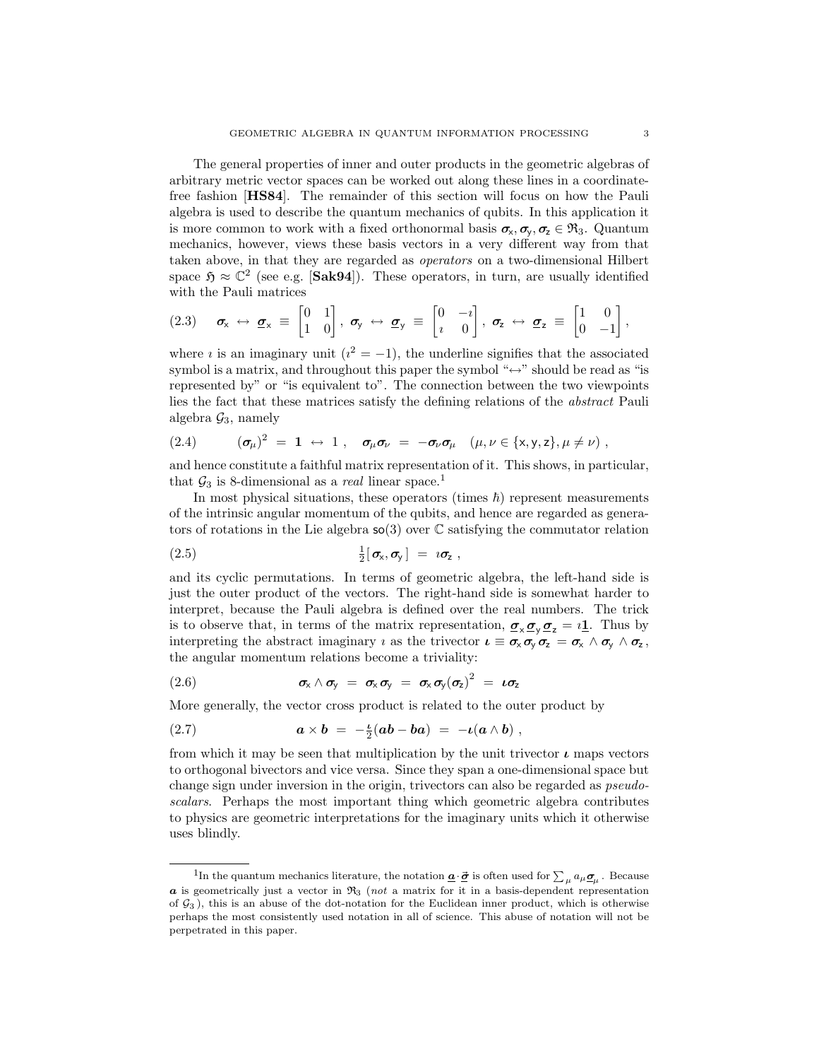The general properties of inner and outer products in the geometric algebras of arbitrary metric vector spaces can be worked out along these lines in a coordinate-free fashion [**HS84**]. The remainder of this section will focus on how the Pauli algebra is used to describe the quantum mechanics of qubits. In this application it is more common to work with a fixed orthonormal basis $\boldsymbol{\sigma}_\mathsf{x}, \boldsymbol{\sigma}_\mathsf{y}, \boldsymbol{\sigma}_\mathsf{z} \in \mathfrak{R}_3$. Quantum mechanics, however, views these basis vectors in a very different way from that taken above, in that they are regarded as *operators* on a two-dimensional Hilbert space $\mathfrak{H} \approx \mathbb{C}^2$ (see e.g. [**Sak94**]). These operators, in turn, are usually identified with the Pauli matrices

$$
(2.3) \qquad \boldsymbol{\sigma}_\mathsf{x} \leftrightarrow \underline{\boldsymbol{\sigma}}_\mathsf{x} \equiv \begin{bmatrix} 0 & 1 \\ 1 & 0 \end{bmatrix},\ \boldsymbol{\sigma}_\mathsf{y} \leftrightarrow \underline{\boldsymbol{\sigma}}_\mathsf{y} \equiv \begin{bmatrix} 0 & -\imath \\ \imath & 0 \end{bmatrix},\ \boldsymbol{\sigma}_\mathsf{z} \leftrightarrow \underline{\boldsymbol{\sigma}}_\mathsf{z} \equiv \begin{bmatrix} 1 & 0 \\ 0 & -1 \end{bmatrix},
$$

where $\imath$ is an imaginary unit ($\imath^2 = -1$), the underline signifies that the associated symbol is a matrix, and throughout this paper the symbol "$\leftrightarrow$" should be read as "is represented by" or "is equivalent to". The connection between the two viewpoints lies the fact that these matrices satisfy the defining relations of the *abstract* Pauli algebra $\mathcal{G}_3$, namely

$$
(2.4) \qquad (\boldsymbol{\sigma}_\mu)^2 = \mathbf{1} \leftrightarrow 1\ , \quad \boldsymbol{\sigma}_\mu \boldsymbol{\sigma}_\nu = -\boldsymbol{\sigma}_\nu \boldsymbol{\sigma}_\mu \quad (\mu, \nu \in \{\mathsf{x}, \mathsf{y}, \mathsf{z}\}, \mu \neq \nu)\ ,
$$

and hence constitute a faithful matrix representation of it. This shows, in particular, that $\mathcal{G}_3$ is 8-dimensional as a *real* linear space.[1]

In most physical situations, these operators (times $\hbar$) represent measurements of the intrinsic angular momentum of the qubits, and hence are regarded as generators of rotations in the Lie algebra $\mathsf{so}(3)$ over $\mathbb{C}$ satisfying the commutator relation

$$
(2.5) \qquad \tfrac{1}{2}[\,\boldsymbol{\sigma}_\mathsf{x}, \boldsymbol{\sigma}_\mathsf{y}\,] = \imath \boldsymbol{\sigma}_\mathsf{z}\ ,
$$

and its cyclic permutations. In terms of geometric algebra, the left-hand side is just the outer product of the vectors. The right-hand side is somewhat harder to interpret, because the Pauli algebra is defined over the real numbers. The trick is to observe that, in terms of the matrix representation, $\underline{\boldsymbol{\sigma}}_\mathsf{x} \underline{\boldsymbol{\sigma}}_\mathsf{y} \underline{\boldsymbol{\sigma}}_\mathsf{z} = \imath \underline{\mathbf{1}}$. Thus by interpreting the abstract imaginary $\imath$ as the trivector $\boldsymbol{\iota} \equiv \boldsymbol{\sigma}_\mathsf{x} \boldsymbol{\sigma}_\mathsf{y} \boldsymbol{\sigma}_\mathsf{z} = \boldsymbol{\sigma}_\mathsf{x} \wedge \boldsymbol{\sigma}_\mathsf{y} \wedge \boldsymbol{\sigma}_\mathsf{z}$, the angular momentum relations become a triviality:

$$
(2.6) \qquad \boldsymbol{\sigma}_\mathsf{x} \wedge \boldsymbol{\sigma}_\mathsf{y} = \boldsymbol{\sigma}_\mathsf{x} \boldsymbol{\sigma}_\mathsf{y} = \boldsymbol{\sigma}_\mathsf{x} \boldsymbol{\sigma}_\mathsf{y} (\boldsymbol{\sigma}_\mathsf{z})^2 = \boldsymbol{\iota} \boldsymbol{\sigma}_\mathsf{z}
$$

More generally, the vector cross product is related to the outer product by

$$
(2.7) \qquad \boldsymbol{a} \times \boldsymbol{b} = -\tfrac{\boldsymbol{\iota}}{2}(\boldsymbol{a}\boldsymbol{b} - \boldsymbol{b}\boldsymbol{a}) = -\boldsymbol{\iota}(\boldsymbol{a} \wedge \boldsymbol{b})\ ,
$$

from which it may be seen that multiplication by the unit trivector $\boldsymbol{\iota}$ maps vectors to orthogonal bivectors and vice versa. Since they span a one-dimensional space but change sign under inversion in the origin, trivectors can also be regarded as *pseudo-scalars*. Perhaps the most important thing which geometric algebra contributes to physics are geometric interpretations for the imaginary units which it otherwise uses blindly.

---

[1] In the quantum mechanics literature, the notation $\underline{\boldsymbol{a}} \cdot \underline{\vec{\boldsymbol{\sigma}}}$ is often used for $\sum_\mu a_\mu \underline{\boldsymbol{\sigma}}_\mu$. Because $\boldsymbol{a}$ is geometrically just a vector in $\mathfrak{R}_3$ (*not* a matrix for it in a basis-dependent representation of $\mathcal{G}_3$), this is an abuse of the dot-notation for the Euclidean inner product, which is otherwise perhaps the most consistently used notation in all of science. This abuse of notation will not be perpetrated in this paper.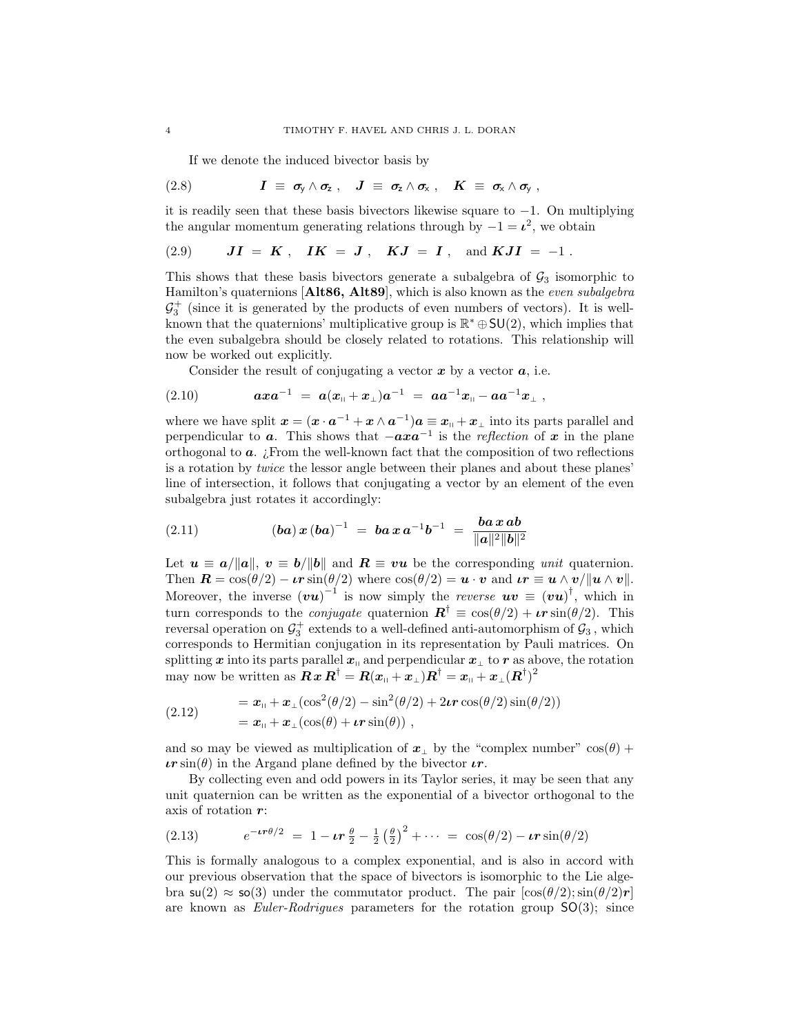If we denote the induced bivector basis by

$$\boldsymbol{I} \;\equiv\; \boldsymbol{\sigma}_{\mathsf{y}} \wedge \boldsymbol{\sigma}_{\mathsf{z}} \;, \quad \boldsymbol{J} \;\equiv\; \boldsymbol{\sigma}_{\mathsf{z}} \wedge \boldsymbol{\sigma}_{\mathsf{x}} \;, \quad \boldsymbol{K} \;\equiv\; \boldsymbol{\sigma}_{\mathsf{x}} \wedge \boldsymbol{\sigma}_{\mathsf{y}} \;, \tag{2.8}$$

it is readily seen that these basis bivectors likewise square to $-1$. On multiplying the angular momentum generating relations through by $-1 = \boldsymbol{\iota}^2$, we obtain

$$\boldsymbol{J}\boldsymbol{I} \;=\; \boldsymbol{K} \;, \quad \boldsymbol{I}\boldsymbol{K} \;=\; \boldsymbol{J} \;, \quad \boldsymbol{K}\boldsymbol{J} \;=\; \boldsymbol{I} \;, \quad \text{and } \boldsymbol{K}\boldsymbol{J}\boldsymbol{I} \;=\; -1 \;. \tag{2.9}$$

This shows that these basis bivectors generate a subalgebra of $\mathcal{G}_3$ isomorphic to Hamilton's quaternions [**Alt86, Alt89**], which is also known as the *even subalgebra* $\mathcal{G}_3^+$ (since it is generated by the products of even numbers of vectors). It is well-known that the quaternions' multiplicative group is $\mathbb{R}^* \oplus \mathsf{SU}(2)$, which implies that the even subalgebra should be closely related to rotations. This relationship will now be worked out explicitly.

Consider the result of conjugating a vector $\boldsymbol{x}$ by a vector $\boldsymbol{a}$, i.e.

$$\boldsymbol{a}\boldsymbol{x}\boldsymbol{a}^{-1} \;=\; \boldsymbol{a}(\boldsymbol{x}_{\shortparallel} + \boldsymbol{x}_{\perp})\boldsymbol{a}^{-1} \;=\; \boldsymbol{a}\boldsymbol{a}^{-1}\boldsymbol{x}_{\shortparallel} - \boldsymbol{a}\boldsymbol{a}^{-1}\boldsymbol{x}_{\perp} \;, \tag{2.10}$$

where we have split $\boldsymbol{x} = (\boldsymbol{x}\cdot\boldsymbol{a}^{-1} + \boldsymbol{x}\wedge\boldsymbol{a}^{-1})\boldsymbol{a} \equiv \boldsymbol{x}_{\shortparallel} + \boldsymbol{x}_{\perp}$ into its parts parallel and perpendicular to $\boldsymbol{a}$. This shows that $-\boldsymbol{a}\boldsymbol{x}\boldsymbol{a}^{-1}$ is the *reflection* of $\boldsymbol{x}$ in the plane orthogonal to $\boldsymbol{a}$. ¿From the well-known fact that the composition of two reflections is a rotation by *twice* the lessor angle between their planes and about these planes' line of intersection, it follows that conjugating a vector by an element of the even subalgebra just rotates it accordingly:

$$(\boldsymbol{b}\boldsymbol{a})\,\boldsymbol{x}\,(\boldsymbol{b}\boldsymbol{a})^{-1} \;=\; \boldsymbol{b}\boldsymbol{a}\,\boldsymbol{x}\,\boldsymbol{a}^{-1}\boldsymbol{b}^{-1} \;=\; \frac{\boldsymbol{b}\boldsymbol{a}\,\boldsymbol{x}\,\boldsymbol{a}\boldsymbol{b}}{\|\boldsymbol{a}\|^2\|\boldsymbol{b}\|^2} \tag{2.11}$$

Let $\boldsymbol{u} \equiv \boldsymbol{a}/\|\boldsymbol{a}\|$, $\boldsymbol{v} \equiv \boldsymbol{b}/\|\boldsymbol{b}\|$ and $\boldsymbol{R} \equiv \boldsymbol{v}\boldsymbol{u}$ be the corresponding *unit* quaternion. Then $\boldsymbol{R} = \cos(\theta/2) - \boldsymbol{\iota}\boldsymbol{r}\sin(\theta/2)$ where $\cos(\theta/2) = \boldsymbol{u}\cdot\boldsymbol{v}$ and $\boldsymbol{\iota}\boldsymbol{r} \equiv \boldsymbol{u}\wedge\boldsymbol{v}/\|\boldsymbol{u}\wedge\boldsymbol{v}\|$. Moreover, the inverse $(\boldsymbol{v}\boldsymbol{u})^{-1}$ is now simply the *reverse* $\boldsymbol{u}\boldsymbol{v} \equiv (\boldsymbol{v}\boldsymbol{u})^{\dagger}$, which in turn corresponds to the *conjugate* quaternion $\boldsymbol{R}^{\dagger} \equiv \cos(\theta/2) + \boldsymbol{\iota}\boldsymbol{r}\sin(\theta/2)$. This reversal operation on $\mathcal{G}_3^+$ extends to a well-defined anti-automorphism of $\mathcal{G}_3$, which corresponds to Hermitian conjugation in its representation by Pauli matrices. On splitting $\boldsymbol{x}$ into its parts parallel $\boldsymbol{x}_{\shortparallel}$ and perpendicular $\boldsymbol{x}_{\perp}$ to $\boldsymbol{r}$ as above, the rotation may now be written as $\boldsymbol{R}\,\boldsymbol{x}\,\boldsymbol{R}^{\dagger} = \boldsymbol{R}(\boldsymbol{x}_{\shortparallel} + \boldsymbol{x}_{\perp})\boldsymbol{R}^{\dagger} = \boldsymbol{x}_{\shortparallel} + \boldsymbol{x}_{\perp}(\boldsymbol{R}^{\dagger})^2$

$$\begin{aligned} &= \boldsymbol{x}_{\shortparallel} + \boldsymbol{x}_{\perp}(\cos^2(\theta/2) - \sin^2(\theta/2) + 2\boldsymbol{\iota}\boldsymbol{r}\cos(\theta/2)\sin(\theta/2)) \\ &= \boldsymbol{x}_{\shortparallel} + \boldsymbol{x}_{\perp}(\cos(\theta) + \boldsymbol{\iota}\boldsymbol{r}\sin(\theta)) \;, \end{aligned} \tag{2.12}$$

and so may be viewed as multiplication of $\boldsymbol{x}_{\perp}$ by the "complex number" $\cos(\theta) + \boldsymbol{\iota}\boldsymbol{r}\sin(\theta)$ in the Argand plane defined by the bivector $\boldsymbol{\iota}\boldsymbol{r}$.

By collecting even and odd powers in its Taylor series, it may be seen that any unit quaternion can be written as the exponential of a bivector orthogonal to the axis of rotation $\boldsymbol{r}$:

$$e^{-\boldsymbol{\iota}\boldsymbol{r}\theta/2} \;=\; 1 - \boldsymbol{\iota}\boldsymbol{r}\,\tfrac{\theta}{2} - \tfrac{1}{2}\left(\tfrac{\theta}{2}\right)^2 + \cdots \;=\; \cos(\theta/2) - \boldsymbol{\iota}\boldsymbol{r}\sin(\theta/2) \tag{2.13}$$

This is formally analogous to a complex exponential, and is also in accord with our previous observation that the space of bivectors is isomorphic to the Lie algebra $\mathsf{su}(2) \approx \mathsf{so}(3)$ under the commutator product. The pair $[\cos(\theta/2); \sin(\theta/2)\boldsymbol{r}]$ are known as *Euler-Rodrigues* parameters for the rotation group $\mathsf{SO}(3)$; since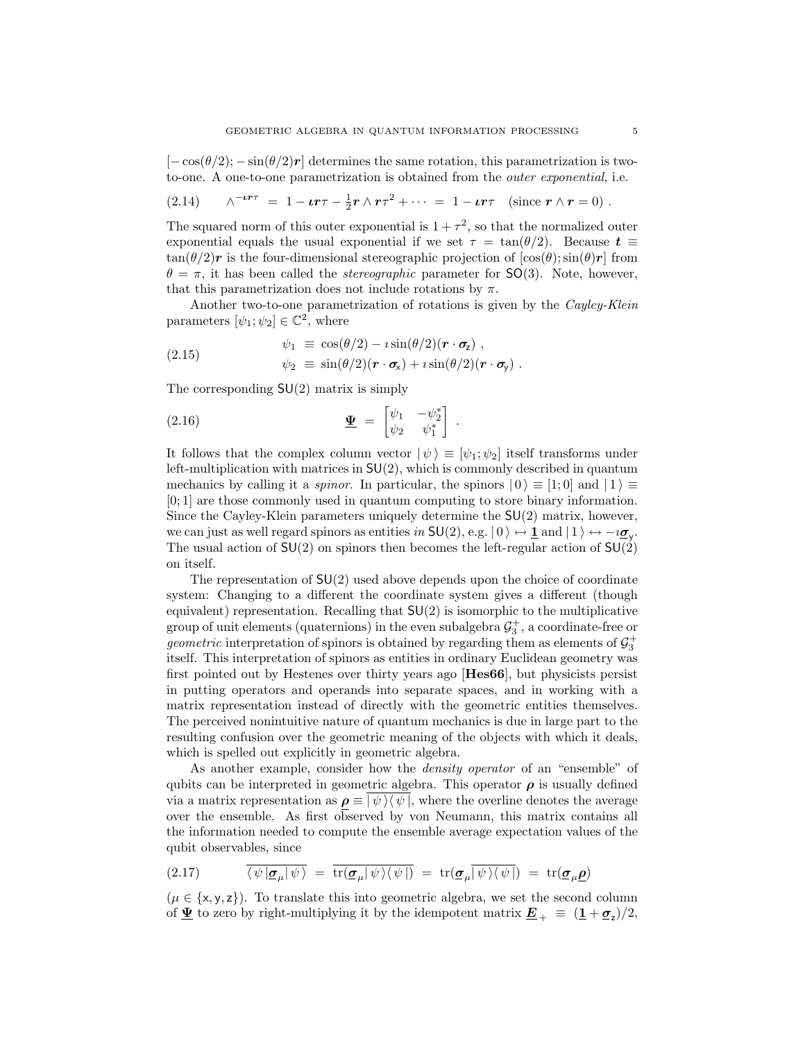$[-\cos(\theta/2); -\sin(\theta/2)\boldsymbol{r}]$ determines the same rotation, this parametrization is two-to-one. A one-to-one parametrization is obtained from the *outer exponential*, i.e.

$$\wedge^{-\iota \boldsymbol{r}\tau} \;=\; 1 - \iota \boldsymbol{r}\tau - \tfrac{1}{2}\boldsymbol{r}\wedge\boldsymbol{r}\tau^2 + \cdots \;=\; 1 - \iota\boldsymbol{r}\tau \quad (\text{since } \boldsymbol{r}\wedge\boldsymbol{r} = 0)\ . \tag{2.14}$$

The squared norm of this outer exponential is $1+\tau^2$, so that the normalized outer exponential equals the usual exponential if we set $\tau = \tan(\theta/2)$. Because $\boldsymbol{t} \equiv \tan(\theta/2)\boldsymbol{r}$ is the four-dimensional stereographic projection of $[\cos(\theta); \sin(\theta)\boldsymbol{r}]$ from $\theta = \pi$, it has been called the *stereographic* parameter for $\mathsf{SO}(3)$. Note, however, that this parametrization does not include rotations by $\pi$.

Another two-to-one parametrization of rotations is given by the *Cayley-Klein* parameters $[\psi_1; \psi_2] \in \mathbb{C}^2$, where

$$\begin{aligned} \psi_1 \;&\equiv\; \cos(\theta/2) - \imath\sin(\theta/2)(\boldsymbol{r}\cdot\boldsymbol{\sigma}_{\mathsf{z}})\ , \\ \psi_2 \;&\equiv\; \sin(\theta/2)(\boldsymbol{r}\cdot\boldsymbol{\sigma}_{\mathsf{x}}) + \imath\sin(\theta/2)(\boldsymbol{r}\cdot\boldsymbol{\sigma}_{\mathsf{y}})\ . \end{aligned} \tag{2.15}$$

The corresponding $\mathsf{SU}(2)$ matrix is simply

$$\underline{\boldsymbol{\Psi}} \;=\; \begin{bmatrix} \psi_1 & -\psi_2^* \\ \psi_2 & \psi_1^* \end{bmatrix}\ . \tag{2.16}$$

It follows that the complex column vector $|\,\psi\,\rangle \equiv [\psi_1; \psi_2]$ itself transforms under left-multiplication with matrices in $\mathsf{SU}(2)$, which is commonly described in quantum mechanics by calling it a *spinor*. In particular, the spinors $|\,0\,\rangle \equiv [1; 0]$ and $|\,1\,\rangle \equiv [0; 1]$ are those commonly used in quantum computing to store binary information. Since the Cayley-Klein parameters uniquely determine the $\mathsf{SU}(2)$ matrix, however, we can just as well regard spinors as entities *in* $\mathsf{SU}(2)$, e.g. $|\,0\,\rangle \leftrightarrow \underline{\mathbf{1}}$ and $|\,1\,\rangle \leftrightarrow -\imath\underline{\boldsymbol{\sigma}}_{\mathsf{y}}$. The usual action of $\mathsf{SU}(2)$ on spinors then becomes the left-regular action of $\mathsf{SU}(2)$ on itself.

The representation of $\mathsf{SU}(2)$ used above depends upon the choice of coordinate system: Changing to a different the coordinate system gives a different (though equivalent) representation. Recalling that $\mathsf{SU}(2)$ is isomorphic to the multiplicative group of unit elements (quaternions) in the even subalgebra $\mathcal{G}_3^+$, a coordinate-free or *geometric* interpretation of spinors is obtained by regarding them as elements of $\mathcal{G}_3^+$ itself. This interpretation of spinors as entities in ordinary Euclidean geometry was first pointed out by Hestenes over thirty years ago [**Hes66**], but physicists persist in putting operators and operands into separate spaces, and in working with a matrix representation instead of directly with the geometric entities themselves. The perceived nonintuitive nature of quantum mechanics is due in large part to the resulting confusion over the geometric meaning of the objects with which it deals, which is spelled out explicitly in geometric algebra.

As another example, consider how the *density operator* of an "ensemble" of qubits can be interpreted in geometric algebra. This operator $\boldsymbol{\rho}$ is usually defined via a matrix representation as $\underline{\boldsymbol{\rho}} \equiv \overline{|\,\psi\,\rangle\langle\,\psi\,|}$, where the overline denotes the average over the ensemble. As first observed by von Neumann, this matrix contains all the information needed to compute the ensemble average expectation values of the qubit observables, since

$$\overline{\langle\,\psi\,|\underline{\boldsymbol{\sigma}}_\mu|\,\psi\,\rangle} \;=\; \overline{\mathrm{tr}(\underline{\boldsymbol{\sigma}}_\mu|\,\psi\,\rangle\langle\,\psi\,|)} \;=\; \mathrm{tr}(\underline{\boldsymbol{\sigma}}_\mu\overline{|\,\psi\,\rangle\langle\,\psi\,|}) \;=\; \mathrm{tr}(\underline{\boldsymbol{\sigma}}_\mu\underline{\boldsymbol{\rho}}) \tag{2.17}$$

($\mu \in \{\mathsf{x}, \mathsf{y}, \mathsf{z}\}$). To translate this into geometric algebra, we set the second column of $\underline{\boldsymbol{\Psi}}$ to zero by right-multiplying it by the idempotent matrix $\underline{\boldsymbol{E}}_+ \;\equiv\; (\underline{\mathbf{1}} + \underline{\boldsymbol{\sigma}}_{\mathsf{z}})/2$,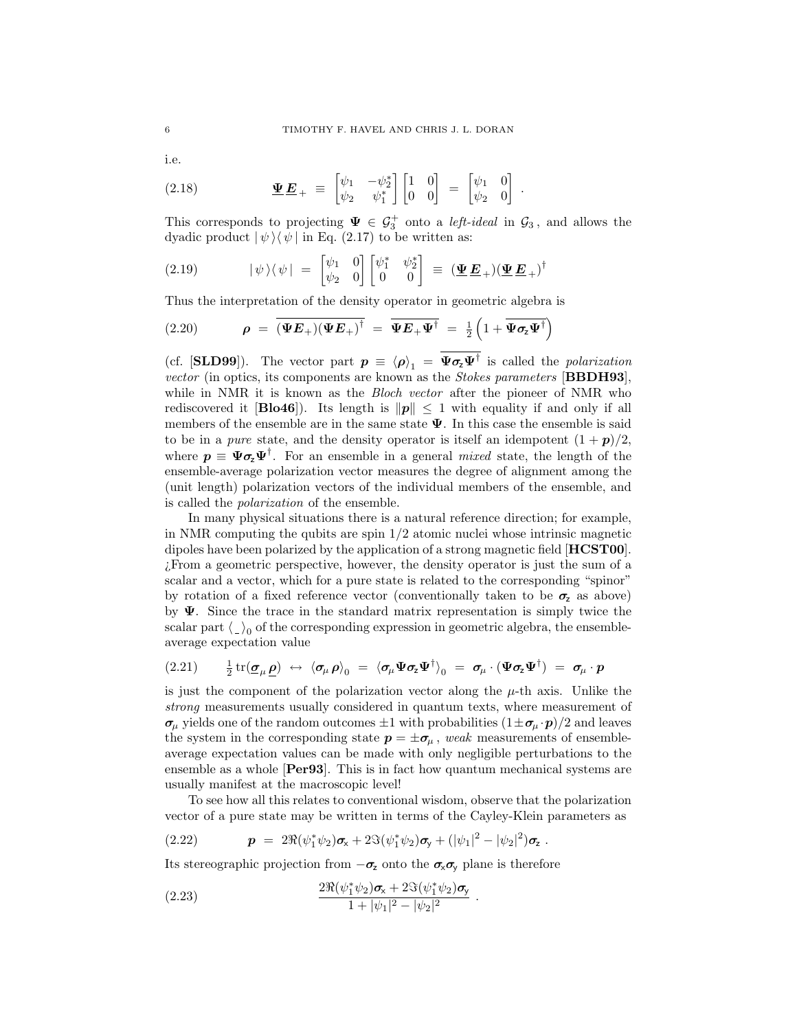i.e.

$$\underline{\boldsymbol{\Psi}}\,\underline{\boldsymbol{E}}_+ \;\equiv\; \begin{bmatrix}\psi_1 & -\psi_2^* \\ \psi_2 & \psi_1^*\end{bmatrix}\begin{bmatrix}1 & 0 \\ 0 & 0\end{bmatrix} \;=\; \begin{bmatrix}\psi_1 & 0 \\ \psi_2 & 0\end{bmatrix}\ . \tag{2.18}$$

This corresponds to projecting $\boldsymbol{\Psi} \in \mathcal{G}_3^+$ onto a *left-ideal* in $\mathcal{G}_3$, and allows the dyadic product $|\,\psi\,\rangle\langle\,\psi\,|$ in Eq. (2.17) to be written as:

$$|\,\psi\,\rangle\langle\,\psi\,| \;=\; \begin{bmatrix}\psi_1 & 0 \\ \psi_2 & 0\end{bmatrix}\begin{bmatrix}\psi_1^* & \psi_2^* \\ 0 & 0\end{bmatrix} \;\equiv\; (\underline{\boldsymbol{\Psi}}\,\underline{\boldsymbol{E}}_+)(\underline{\boldsymbol{\Psi}}\,\underline{\boldsymbol{E}}_+)^\dagger \tag{2.19}$$

Thus the interpretation of the density operator in geometric algebra is

$$\boldsymbol{\rho} \;=\; \overline{(\boldsymbol{\Psi}\boldsymbol{E}_+)(\boldsymbol{\Psi}\boldsymbol{E}_+)^\dagger} \;=\; \overline{\boldsymbol{\Psi}\boldsymbol{E}_+\boldsymbol{\Psi}^\dagger} \;=\; \tfrac{1}{2}\left(1 + \overline{\boldsymbol{\Psi}\boldsymbol{\sigma}_{\mathsf{z}}\boldsymbol{\Psi}^\dagger}\right) \tag{2.20}$$

(cf. [**SLD99**]). The vector part $\boldsymbol{p} \equiv \langle\boldsymbol{\rho}\rangle_1 = \overline{\boldsymbol{\Psi}\boldsymbol{\sigma}_{\mathsf{z}}\boldsymbol{\Psi}^\dagger}$ is called the *polarization vector* (in optics, its components are known as the *Stokes parameters* [**BBDH93**], while in NMR it is known as the *Bloch vector* after the pioneer of NMR who rediscovered it [**Blo46**]). Its length is $\|\boldsymbol{p}\| \leq 1$ with equality if and only if all members of the ensemble are in the same state $\boldsymbol{\Psi}$. In this case the ensemble is said to be in a *pure* state, and the density operator is itself an idempotent $(1 + \boldsymbol{p})/2$, where $\boldsymbol{p} \equiv \boldsymbol{\Psi}\boldsymbol{\sigma}_{\mathsf{z}}\boldsymbol{\Psi}^\dagger$. For an ensemble in a general *mixed* state, the length of the ensemble-average polarization vector measures the degree of alignment among the (unit length) polarization vectors of the individual members of the ensemble, and is called the *polarization* of the ensemble.

In many physical situations there is a natural reference direction; for example, in NMR computing the qubits are spin 1/2 atomic nuclei whose intrinsic magnetic dipoles have been polarized by the application of a strong magnetic field [**HCST00**]. ¿From a geometric perspective, however, the density operator is just the sum of a scalar and a vector, which for a pure state is related to the corresponding "spinor" by rotation of a fixed reference vector (conventionally taken to be $\boldsymbol{\sigma}_{\mathsf{z}}$ as above) by $\boldsymbol{\Psi}$. Since the trace in the standard matrix representation is simply twice the scalar part $\langle\,\_\,\rangle_0$ of the corresponding expression in geometric algebra, the ensemble-average expectation value

$$\tfrac{1}{2}\,\mathrm{tr}(\underline{\boldsymbol{\sigma}}_\mu\,\underline{\boldsymbol{\rho}}) \;\leftrightarrow\; \langle\boldsymbol{\sigma}_\mu\,\boldsymbol{\rho}\rangle_0 \;=\; \langle\boldsymbol{\sigma}_\mu\boldsymbol{\Psi}\boldsymbol{\sigma}_{\mathsf{z}}\boldsymbol{\Psi}^\dagger\rangle_0 \;=\; \boldsymbol{\sigma}_\mu\cdot(\boldsymbol{\Psi}\boldsymbol{\sigma}_{\mathsf{z}}\boldsymbol{\Psi}^\dagger) \;=\; \boldsymbol{\sigma}_\mu\cdot\boldsymbol{p} \tag{2.21}$$

is just the component of the polarization vector along the $\mu$-th axis. Unlike the *strong* measurements usually considered in quantum texts, where measurement of $\boldsymbol{\sigma}_\mu$ yields one of the random outcomes $\pm 1$ with probabilities $(1 \pm \boldsymbol{\sigma}_\mu\cdot\boldsymbol{p})/2$ and leaves the system in the corresponding state $\boldsymbol{p} = \pm\boldsymbol{\sigma}_\mu$, *weak* measurements of ensemble-average expectation values can be made with only negligible perturbations to the ensemble as a whole [**Per93**]. This is in fact how quantum mechanical systems are usually manifest at the macroscopic level!

To see how all this relates to conventional wisdom, observe that the polarization vector of a pure state may be written in terms of the Cayley-Klein parameters as

$$\boldsymbol{p} \;=\; 2\Re(\psi_1^*\psi_2)\boldsymbol{\sigma}_{\mathsf{x}} + 2\Im(\psi_1^*\psi_2)\boldsymbol{\sigma}_{\mathsf{y}} + (|\psi_1|^2 - |\psi_2|^2)\boldsymbol{\sigma}_{\mathsf{z}}\ . \tag{2.22}$$

Its stereographic projection from $-\boldsymbol{\sigma}_{\mathsf{z}}$ onto the $\boldsymbol{\sigma}_{\mathsf{x}}\boldsymbol{\sigma}_{\mathsf{y}}$ plane is therefore

$$\frac{2\Re(\psi_1^*\psi_2)\boldsymbol{\sigma}_{\mathsf{x}} + 2\Im(\psi_1^*\psi_2)\boldsymbol{\sigma}_{\mathsf{y}}}{1 + |\psi_1|^2 - |\psi_2|^2}\ . \tag{2.23}$$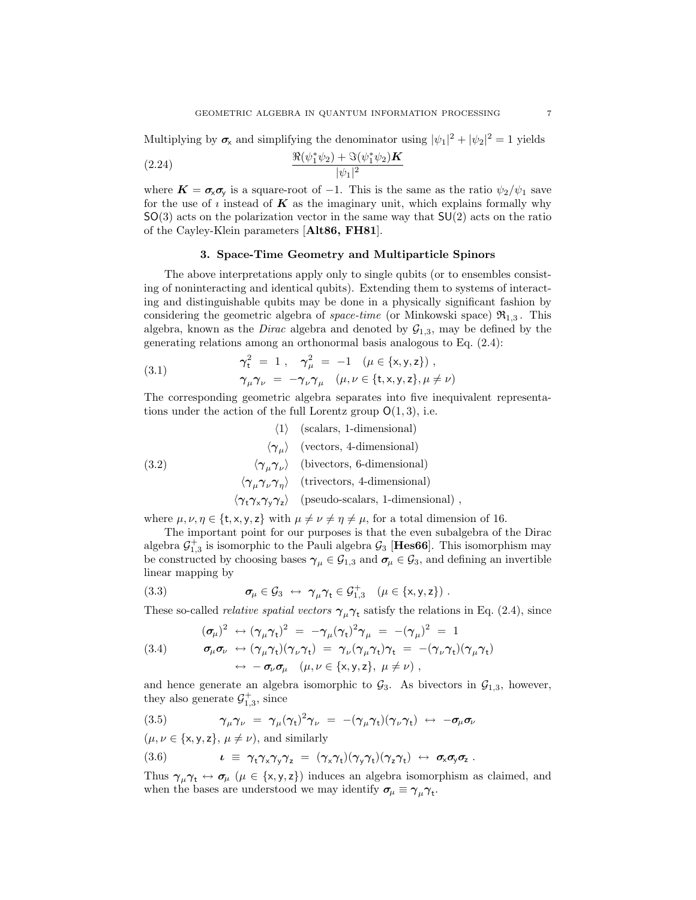Multiplying by $\boldsymbol{\sigma}_\mathsf{x}$ and simplifying the denominator using $|\psi_1|^2 + |\psi_2|^2 = 1$ yields

$$\frac{\Re(\psi_1^*\psi_2) + \Im(\psi_1^*\psi_2)\boldsymbol{K}}{|\psi_1|^2} \tag{2.24}$$

where $\boldsymbol{K} = \boldsymbol{\sigma}_\mathsf{x}\boldsymbol{\sigma}_\mathsf{y}$ is a square-root of $-1$. This is the same as the ratio $\psi_2/\psi_1$ save for the use of $\imath$ instead of $\boldsymbol{K}$ as the imaginary unit, which explains formally why $\mathsf{SO}(3)$ acts on the polarization vector in the same way that $\mathsf{SU}(2)$ acts on the ratio of the Cayley-Klein parameters [**Alt86, FH81**].

## 3. Space-Time Geometry and Multiparticle Spinors

The above interpretations apply only to single qubits (or to ensembles consisting of noninteracting and identical qubits). Extending them to systems of interacting and distinguishable qubits may be done in a physically significant fashion by considering the geometric algebra of *space-time* (or Minkowski space) $\mathfrak{R}_{1,3}$. This algebra, known as the *Dirac* algebra and denoted by $\mathcal{G}_{1,3}$, may be defined by the generating relations among an orthonormal basis analogous to Eq. (2.4):

$$\begin{aligned} \boldsymbol{\gamma}_\mathsf{t}^2 \;&=\; 1\,, \quad \boldsymbol{\gamma}_\mu^2 \;=\; -1 \quad (\mu \in \{\mathsf{x},\mathsf{y},\mathsf{z}\})\,, \\ \boldsymbol{\gamma}_\mu\boldsymbol{\gamma}_\nu \;&=\; -\boldsymbol{\gamma}_\nu\boldsymbol{\gamma}_\mu \quad (\mu,\nu \in \{\mathsf{t},\mathsf{x},\mathsf{y},\mathsf{z}\}, \mu \neq \nu) \end{aligned} \tag{3.1}$$

The corresponding geometric algebra separates into five inequivalent representations under the action of the full Lorentz group $\mathsf{O}(1,3)$, i.e.

$$\begin{aligned} \langle 1 \rangle \quad & \text{(scalars, 1-dimensional)} \\ \langle \boldsymbol{\gamma}_\mu \rangle \quad & \text{(vectors, 4-dimensional)} \\ \langle \boldsymbol{\gamma}_\mu\boldsymbol{\gamma}_\nu \rangle \quad & \text{(bivectors, 6-dimensional)} \\ \langle \boldsymbol{\gamma}_\mu\boldsymbol{\gamma}_\nu\boldsymbol{\gamma}_\eta \rangle \quad & \text{(trivectors, 4-dimensional)} \\ \langle \boldsymbol{\gamma}_\mathsf{t}\boldsymbol{\gamma}_\mathsf{x}\boldsymbol{\gamma}_\mathsf{y}\boldsymbol{\gamma}_\mathsf{z} \rangle \quad & \text{(pseudo-scalars, 1-dimensional)}\,, \end{aligned} \tag{3.2}$$

where $\mu,\nu,\eta \in \{\mathsf{t},\mathsf{x},\mathsf{y},\mathsf{z}\}$ with $\mu \neq \nu \neq \eta \neq \mu$, for a total dimension of 16.

The important point for our purposes is that the even subalgebra of the Dirac algebra $\mathcal{G}_{1,3}^+$ is isomorphic to the Pauli algebra $\mathcal{G}_3$ [**Hes66**]. This isomorphism may be constructed by choosing bases $\boldsymbol{\gamma}_\mu \in \mathcal{G}_{1,3}$ and $\boldsymbol{\sigma}_\mu \in \mathcal{G}_3$, and defining an invertible linear mapping by

$$\boldsymbol{\sigma}_\mu \in \mathcal{G}_3 \;\leftrightarrow\; \boldsymbol{\gamma}_\mu\boldsymbol{\gamma}_\mathsf{t} \in \mathcal{G}_{1,3}^+ \quad (\mu \in \{\mathsf{x},\mathsf{y},\mathsf{z}\})\,. \tag{3.3}$$

These so-called *relative spatial vectors* $\boldsymbol{\gamma}_\mu\boldsymbol{\gamma}_\mathsf{t}$ satisfy the relations in Eq. (2.4), since

$$\begin{aligned} (\boldsymbol{\sigma}_\mu)^2 \;&\leftrightarrow (\boldsymbol{\gamma}_\mu\boldsymbol{\gamma}_\mathsf{t})^2 \;=\; -\boldsymbol{\gamma}_\mu(\boldsymbol{\gamma}_\mathsf{t})^2\boldsymbol{\gamma}_\mu \;=\; -(\boldsymbol{\gamma}_\mu)^2 \;=\; 1 \\ \boldsymbol{\sigma}_\mu\boldsymbol{\sigma}_\nu \;&\leftrightarrow (\boldsymbol{\gamma}_\mu\boldsymbol{\gamma}_\mathsf{t})(\boldsymbol{\gamma}_\nu\boldsymbol{\gamma}_\mathsf{t}) \;=\; \boldsymbol{\gamma}_\nu(\boldsymbol{\gamma}_\mu\boldsymbol{\gamma}_\mathsf{t})\boldsymbol{\gamma}_\mathsf{t} \;=\; -(\boldsymbol{\gamma}_\nu\boldsymbol{\gamma}_\mathsf{t})(\boldsymbol{\gamma}_\mu\boldsymbol{\gamma}_\mathsf{t}) \\ &\leftrightarrow\; -\boldsymbol{\sigma}_\nu\boldsymbol{\sigma}_\mu \quad (\mu,\nu \in \{\mathsf{x},\mathsf{y},\mathsf{z}\},\; \mu \neq \nu)\,, \end{aligned} \tag{3.4}$$

and hence generate an algebra isomorphic to $\mathcal{G}_3$. As bivectors in $\mathcal{G}_{1,3}$, however, they also generate $\mathcal{G}_{1,3}^+$, since

$$\boldsymbol{\gamma}_\mu\boldsymbol{\gamma}_\nu \;=\; \boldsymbol{\gamma}_\mu(\boldsymbol{\gamma}_\mathsf{t})^2\boldsymbol{\gamma}_\nu \;=\; -(\boldsymbol{\gamma}_\mu\boldsymbol{\gamma}_\mathsf{t})(\boldsymbol{\gamma}_\nu\boldsymbol{\gamma}_\mathsf{t}) \;\leftrightarrow\; -\boldsymbol{\sigma}_\mu\boldsymbol{\sigma}_\nu \tag{3.5}$$

($\mu,\nu \in \{\mathsf{x},\mathsf{y},\mathsf{z}\}$, $\mu \neq \nu$), and similarly

$$\boldsymbol{\iota} \;\equiv\; \boldsymbol{\gamma}_\mathsf{t}\boldsymbol{\gamma}_\mathsf{x}\boldsymbol{\gamma}_\mathsf{y}\boldsymbol{\gamma}_\mathsf{z} \;=\; (\boldsymbol{\gamma}_\mathsf{x}\boldsymbol{\gamma}_\mathsf{t})(\boldsymbol{\gamma}_\mathsf{y}\boldsymbol{\gamma}_\mathsf{t})(\boldsymbol{\gamma}_\mathsf{z}\boldsymbol{\gamma}_\mathsf{t}) \;\leftrightarrow\; \boldsymbol{\sigma}_\mathsf{x}\boldsymbol{\sigma}_\mathsf{y}\boldsymbol{\sigma}_\mathsf{z}\,. \tag{3.6}$$

Thus $\boldsymbol{\gamma}_\mu\boldsymbol{\gamma}_\mathsf{t} \leftrightarrow \boldsymbol{\sigma}_\mu$ ($\mu \in \{\mathsf{x},\mathsf{y},\mathsf{z}\}$) induces an algebra isomorphism as claimed, and when the bases are understood we may identify $\boldsymbol{\sigma}_\mu \equiv \boldsymbol{\gamma}_\mu\boldsymbol{\gamma}_\mathsf{t}$.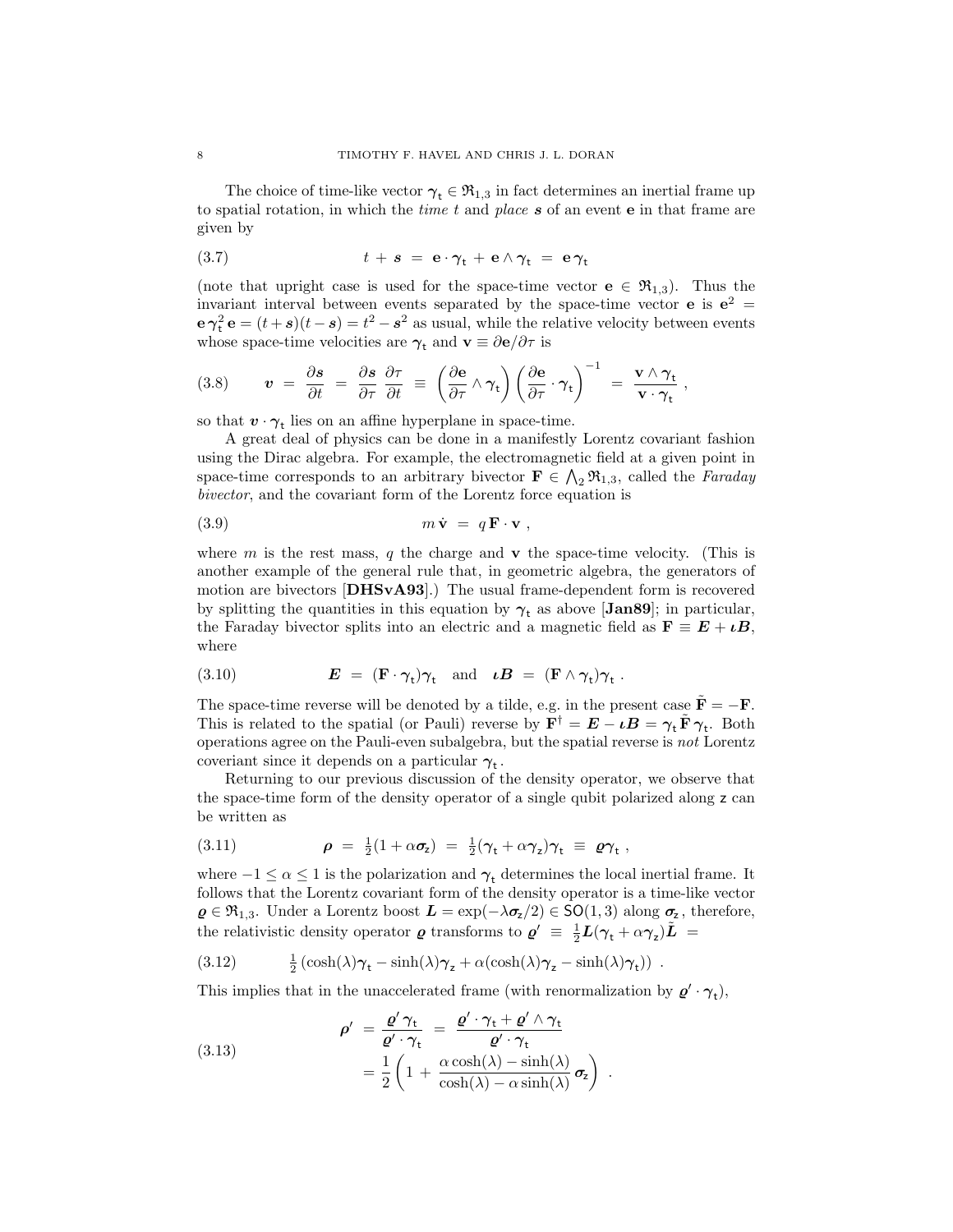The choice of time-like vector $\boldsymbol{\gamma}_\mathsf{t} \in \mathfrak{R}_{1,3}$ in fact determines an inertial frame up to spatial rotation, in which the *time* $t$ and *place* $\boldsymbol{s}$ of an event $\mathbf{e}$ in that frame are given by

$$
t + \boldsymbol{s} \;=\; \mathbf{e}\cdot\boldsymbol{\gamma}_\mathsf{t} + \mathbf{e}\wedge\boldsymbol{\gamma}_\mathsf{t} \;=\; \mathbf{e}\,\boldsymbol{\gamma}_\mathsf{t} \tag{3.7}
$$

(note that upright case is used for the space-time vector $\mathbf{e} \in \mathfrak{R}_{1,3}$). Thus the invariant interval between events separated by the space-time vector $\mathbf{e}$ is $\mathbf{e}^2 = \mathbf{e}\,\boldsymbol{\gamma}_\mathsf{t}^2\,\mathbf{e} = (t+\boldsymbol{s})(t-\boldsymbol{s}) = t^2 - \boldsymbol{s}^2$ as usual, while the relative velocity between events whose space-time velocities are $\boldsymbol{\gamma}_\mathsf{t}$ and $\mathbf{v} \equiv \partial\mathbf{e}/\partial\tau$ is

$$
\boldsymbol{v} \;=\; \frac{\partial\boldsymbol{s}}{\partial t} \;=\; \frac{\partial\boldsymbol{s}}{\partial\tau}\,\frac{\partial\tau}{\partial t} \;\equiv\; \left(\frac{\partial\mathbf{e}}{\partial\tau}\wedge\boldsymbol{\gamma}_\mathsf{t}\right)\left(\frac{\partial\mathbf{e}}{\partial\tau}\cdot\boldsymbol{\gamma}_\mathsf{t}\right)^{-1} \;=\; \frac{\mathbf{v}\wedge\boldsymbol{\gamma}_\mathsf{t}}{\mathbf{v}\cdot\boldsymbol{\gamma}_\mathsf{t}}\;, \tag{3.8}
$$

so that $\boldsymbol{v}\cdot\boldsymbol{\gamma}_\mathsf{t}$ lies on an affine hyperplane in space-time.

A great deal of physics can be done in a manifestly Lorentz covariant fashion using the Dirac algebra. For example, the electromagnetic field at a given point in space-time corresponds to an arbitrary bivector $\mathbf{F} \in \bigwedge_2 \mathfrak{R}_{1,3}$, called the *Faraday bivector*, and the covariant form of the Lorentz force equation is

$$
m\,\dot{\mathbf{v}} \;=\; q\,\mathbf{F}\cdot\mathbf{v}\;, \tag{3.9}
$$

where $m$ is the rest mass, $q$ the charge and $\mathbf{v}$ the space-time velocity. (This is another example of the general rule that, in geometric algebra, the generators of motion are bivectors [**DHSvA93**].) The usual frame-dependent form is recovered by splitting the quantities in this equation by $\boldsymbol{\gamma}_\mathsf{t}$ as above [**Jan89**]; in particular, the Faraday bivector splits into an electric and a magnetic field as $\mathbf{F} \equiv \boldsymbol{E} + \boldsymbol{\iota B}$, where

$$
\boldsymbol{E} \;=\; (\mathbf{F}\cdot\boldsymbol{\gamma}_\mathsf{t})\boldsymbol{\gamma}_\mathsf{t} \quad\text{and}\quad \boldsymbol{\iota B} \;=\; (\mathbf{F}\wedge\boldsymbol{\gamma}_\mathsf{t})\boldsymbol{\gamma}_\mathsf{t}\;. \tag{3.10}
$$

The space-time reverse will be denoted by a tilde, e.g. in the present case $\tilde{\mathbf{F}} = -\mathbf{F}$. This is related to the spatial (or Pauli) reverse by $\mathbf{F}^\dagger = \boldsymbol{E} - \boldsymbol{\iota B} = \boldsymbol{\gamma}_\mathsf{t}\,\tilde{\mathbf{F}}\,\boldsymbol{\gamma}_\mathsf{t}$. Both operations agree on the Pauli-even subalgebra, but the spatial reverse is *not* Lorentz coveriant since it depends on a particular $\boldsymbol{\gamma}_\mathsf{t}$.

Returning to our previous discussion of the density operator, we observe that the space-time form of the density operator of a single qubit polarized along $\mathsf{z}$ can be written as

$$
\boldsymbol{\rho} \;=\; \tfrac{1}{2}(1+\alpha\boldsymbol{\sigma}_\mathsf{z}) \;=\; \tfrac{1}{2}(\boldsymbol{\gamma}_\mathsf{t}+\alpha\boldsymbol{\gamma}_\mathsf{z})\boldsymbol{\gamma}_\mathsf{t} \;\equiv\; \boldsymbol{\varrho}\boldsymbol{\gamma}_\mathsf{t}\;, \tag{3.11}
$$

where $-1 \le \alpha \le 1$ is the polarization and $\boldsymbol{\gamma}_\mathsf{t}$ determines the local inertial frame. It follows that the Lorentz covariant form of the density operator is a time-like vector $\boldsymbol{\varrho} \in \mathfrak{R}_{1,3}$. Under a Lorentz boost $\boldsymbol{L} = \exp(-\lambda\boldsymbol{\sigma}_\mathsf{z}/2) \in \mathsf{SO}(1,3)$ along $\boldsymbol{\sigma}_\mathsf{z}$, therefore, the relativistic density operator $\boldsymbol{\varrho}$ transforms to $\boldsymbol{\varrho}' \;\equiv\; \tfrac{1}{2}\boldsymbol{L}(\boldsymbol{\gamma}_\mathsf{t}+\alpha\boldsymbol{\gamma}_\mathsf{z})\tilde{\boldsymbol{L}} \;=$

$$
\tfrac{1}{2}\left(\cosh(\lambda)\boldsymbol{\gamma}_\mathsf{t} - \sinh(\lambda)\boldsymbol{\gamma}_\mathsf{z} + \alpha(\cosh(\lambda)\boldsymbol{\gamma}_\mathsf{z} - \sinh(\lambda)\boldsymbol{\gamma}_\mathsf{t})\right)\;. \tag{3.12}
$$

This implies that in the unaccelerated frame (with renormalization by $\boldsymbol{\varrho}'\cdot\boldsymbol{\gamma}_\mathsf{t}$),

$$
\begin{aligned}
\boldsymbol{\rho}' \;&=\; \frac{\boldsymbol{\varrho}'\,\boldsymbol{\gamma}_\mathsf{t}}{\boldsymbol{\varrho}'\cdot\boldsymbol{\gamma}_\mathsf{t}} \;=\; \frac{\boldsymbol{\varrho}'\cdot\boldsymbol{\gamma}_\mathsf{t} + \boldsymbol{\varrho}'\wedge\boldsymbol{\gamma}_\mathsf{t}}{\boldsymbol{\varrho}'\cdot\boldsymbol{\gamma}_\mathsf{t}} \\
&=\; \frac{1}{2}\left(1 + \frac{\alpha\cosh(\lambda) - \sinh(\lambda)}{\cosh(\lambda) - \alpha\sinh(\lambda)}\,\boldsymbol{\sigma}_\mathsf{z}\right)\;.
\end{aligned} \tag{3.13}
$$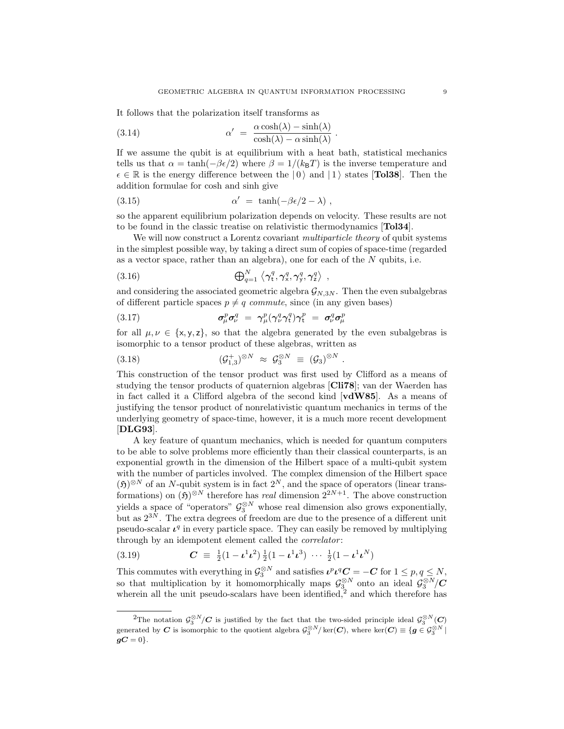It follows that the polarization itself transforms as

$$\alpha' \;=\; \frac{\alpha\cosh(\lambda) - \sinh(\lambda)}{\cosh(\lambda) - \alpha\sinh(\lambda)} \;. \tag{3.14}$$

If we assume the qubit is at equilibrium with a heat bath, statistical mechanics tells us that $\alpha = \tanh(-\beta\epsilon/2)$ where $\beta = 1/(k_{\mathsf{B}}T)$ is the inverse temperature and $\epsilon \in \mathbb{R}$ is the energy difference between the $|\,0\,\rangle$ and $|\,1\,\rangle$ states [**Tol38**]. Then the addition formulae for cosh and sinh give

$$\alpha' \;=\; \tanh(-\beta\epsilon/2 - \lambda) \;, \tag{3.15}$$

so the apparent equilibrium polarization depends on velocity. These results are not to be found in the classic treatise on relativistic thermodynamics [**Tol34**].

We will now construct a Lorentz covariant *multiparticle theory* of qubit systems in the simplest possible way, by taking a direct sum of copies of space-time (regarded as a vector space, rather than an algebra), one for each of the $N$ qubits, i.e.

$$\textstyle\bigoplus_{q=1}^{N} \left\langle \boldsymbol{\gamma}_{\mathsf{t}}^{q}, \boldsymbol{\gamma}_{\mathsf{x}}^{q}, \boldsymbol{\gamma}_{\mathsf{y}}^{q}, \boldsymbol{\gamma}_{\mathsf{z}}^{q} \right\rangle \;, \tag{3.16}$$

and considering the associated geometric algebra $\mathcal{G}_{N,3N}$. Then the even subalgebras of different particle spaces $p \neq q$ *commute*, since (in any given bases)

$$\boldsymbol{\sigma}_{\mu}^{p}\boldsymbol{\sigma}_{\nu}^{q} \;=\; \boldsymbol{\gamma}_{\mu}^{p}(\boldsymbol{\gamma}_{\nu}^{q}\boldsymbol{\gamma}_{\mathsf{t}}^{q})\boldsymbol{\gamma}_{\mathsf{t}}^{p} \;=\; \boldsymbol{\sigma}_{\nu}^{q}\boldsymbol{\sigma}_{\mu}^{p} \tag{3.17}$$

for all $\mu, \nu \in \{\mathsf{x},\mathsf{y},\mathsf{z}\}$, so that the algebra generated by the even subalgebras is isomorphic to a tensor product of these algebras, written as

$$(\mathcal{G}_{1,3}^{+})^{\otimes N} \;\approx\; \mathcal{G}_{3}^{\otimes N} \;\equiv\; (\mathcal{G}_3)^{\otimes N} \;. \tag{3.18}$$

This construction of the tensor product was first used by Clifford as a means of studying the tensor products of quaternion algebras [**Cli78**]; van der Waerden has in fact called it a Clifford algebra of the second kind [**vdW85**]. As a means of justifying the tensor product of nonrelativistic quantum mechanics in terms of the underlying geometry of space-time, however, it is a much more recent development [**DLG93**].

A key feature of quantum mechanics, which is needed for quantum computers to be able to solve problems more efficiently than their classical counterparts, is an exponential growth in the dimension of the Hilbert space of a multi-qubit system with the number of particles involved. The complex dimension of the Hilbert space $(\mathfrak{H})^{\otimes N}$ of an $N$-qubit system is in fact $2^N$, and the space of operators (linear transformations) on $(\mathfrak{H})^{\otimes N}$ therefore has *real* dimension $2^{2N+1}$. The above construction yields a space of "operators" $\mathcal{G}_3^{\otimes N}$ whose real dimension also grows exponentially, but as $2^{3N}$. The extra degrees of freedom are due to the presence of a different unit pseudo-scalar $\boldsymbol{\iota}^q$ in every particle space. They can easily be removed by multiplying through by an idempotent element called the *correlator*:

$$\boldsymbol{C} \;\equiv\; \tfrac{1}{2}(1 - \boldsymbol{\iota}^1\boldsymbol{\iota}^2)\,\tfrac{1}{2}(1 - \boldsymbol{\iota}^1\boldsymbol{\iota}^3)\;\cdots\;\tfrac{1}{2}(1 - \boldsymbol{\iota}^1\boldsymbol{\iota}^N) \tag{3.19}$$

This commutes with everything in $\mathcal{G}_3^{\otimes N}$ and satisfies $\boldsymbol{\iota}^p\boldsymbol{\iota}^q\boldsymbol{C} = -\boldsymbol{C}$ for $1 \le p, q \le N$, so that multiplication by it homomorphically maps $\mathcal{G}_3^{\otimes N}$ onto an ideal $\mathcal{G}_3^{\otimes N}/\boldsymbol{C}$ wherein all the unit pseudo-scalars have been identified,[2] and which therefore has

[2]The notation $\mathcal{G}_3^{\otimes N}/\boldsymbol{C}$ is justified by the fact that the two-sided principle ideal $\mathcal{G}_3^{\otimes N}(\boldsymbol{C})$ generated by $\boldsymbol{C}$ is isomorphic to the quotient algebra $\mathcal{G}_3^{\otimes N}/\ker(\boldsymbol{C})$, where $\ker(\boldsymbol{C}) \equiv \{\boldsymbol{g} \in \mathcal{G}_3^{\otimes N} \mid \boldsymbol{g}\boldsymbol{C} = 0\}$.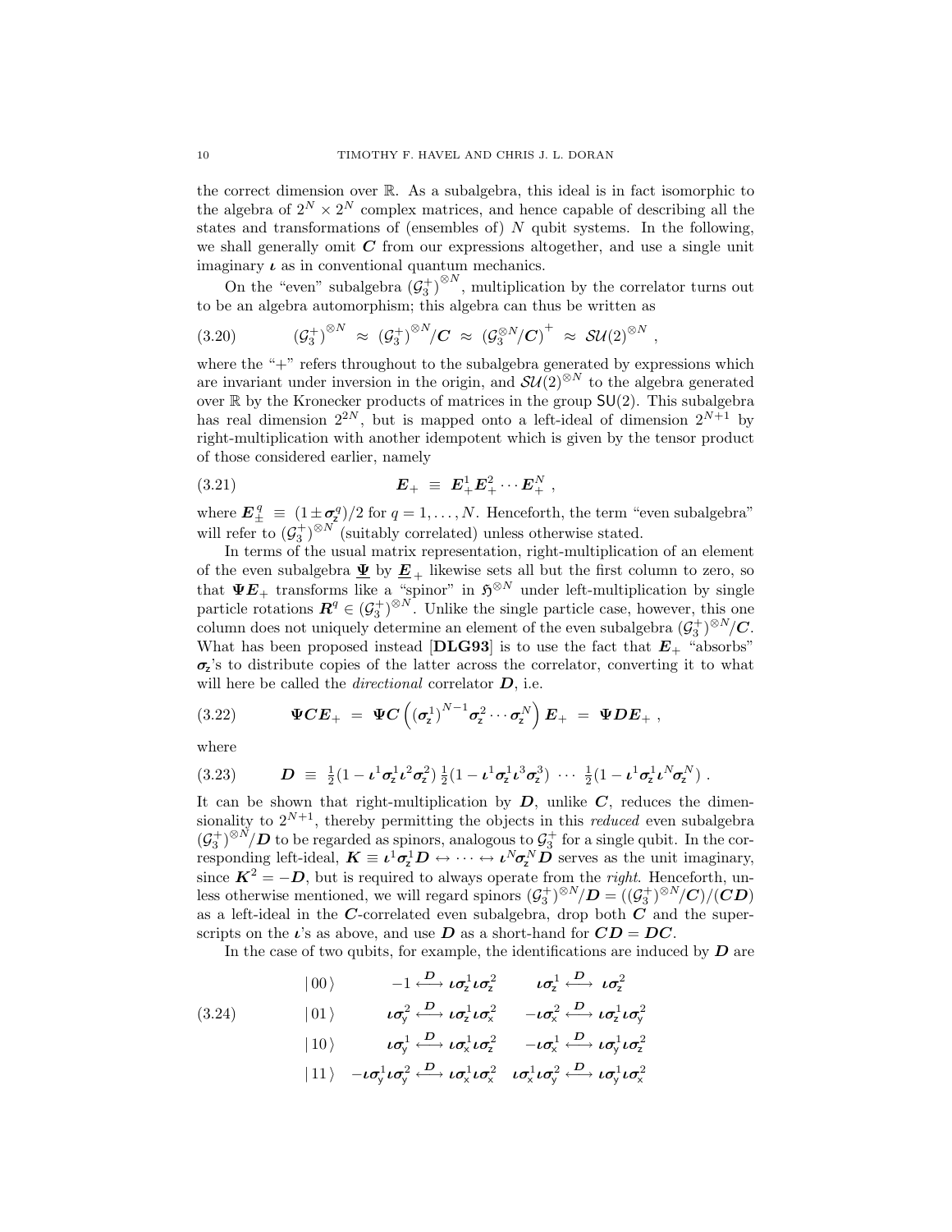the correct dimension over $\mathbb{R}$. As a subalgebra, this ideal is in fact isomorphic to the algebra of $2^N \times 2^N$ complex matrices, and hence capable of describing all the states and transformations of (ensembles of) $N$ qubit systems. In the following, we shall generally omit $\boldsymbol{C}$ from our expressions altogether, and use a single unit imaginary $\boldsymbol{\iota}$ as in conventional quantum mechanics.

On the "even" subalgebra $(\mathcal{G}_3^+)^{\otimes N}$, multiplication by the correlator turns out to be an algebra automorphism; this algebra can thus be written as

$$(\mathcal{G}_3^+)^{\otimes N} \;\approx\; (\mathcal{G}_3^+)^{\otimes N}/\boldsymbol{C} \;\approx\; \left(\mathcal{G}_3^{\otimes N}/\boldsymbol{C}\right)^+ \;\approx\; \mathcal{SU}(2)^{\otimes N} \;, \tag{3.20}$$

where the "+" refers throughout to the subalgebra generated by expressions which are invariant under inversion in the origin, and $\mathcal{SU}(2)^{\otimes N}$ to the algebra generated over $\mathbb{R}$ by the Kronecker products of matrices in the group $\mathsf{SU}(2)$. This subalgebra has real dimension $2^{2N}$, but is mapped onto a left-ideal of dimension $2^{N+1}$ by right-multiplication with another idempotent which is given by the tensor product of those considered earlier, namely

$$\boldsymbol{E}_+ \;\equiv\; \boldsymbol{E}_+^1 \boldsymbol{E}_+^2 \cdots \boldsymbol{E}_+^N \;, \tag{3.21}$$

where $\boldsymbol{E}_\pm^q \;\equiv\; (1 \pm \boldsymbol{\sigma}_{\mathsf{z}}^q)/2$ for $q = 1, \ldots, N$. Henceforth, the term "even subalgebra" will refer to $(\mathcal{G}_3^+)^{\otimes N}$ (suitably correlated) unless otherwise stated.

In terms of the usual matrix representation, right-multiplication of an element of the even subalgebra $\underline{\boldsymbol{\Psi}}$ by $\underline{\boldsymbol{E}}_+$ likewise sets all but the first column to zero, so that $\boldsymbol{\Psi}\boldsymbol{E}_+$ transforms like a "spinor" in $\mathfrak{H}^{\otimes N}$ under left-multiplication by single particle rotations $\boldsymbol{R}^q \in (\mathcal{G}_3^+)^{\otimes N}$. Unlike the single particle case, however, this one column does not uniquely determine an element of the even subalgebra $(\mathcal{G}_3^+)^{\otimes N}/\boldsymbol{C}$. What has been proposed instead [**DLG93**] is to use the fact that $\boldsymbol{E}_+$ "absorbs" $\boldsymbol{\sigma}_{\mathsf{z}}$'s to distribute copies of the latter across the correlator, converting it to what will here be called the *directional* correlator $\boldsymbol{D}$, i.e.

$$\boldsymbol{\Psi}\boldsymbol{C}\boldsymbol{E}_+ \;=\; \boldsymbol{\Psi}\boldsymbol{C}\left((\boldsymbol{\sigma}_{\mathsf{z}}^1)^{N-1}\boldsymbol{\sigma}_{\mathsf{z}}^2 \cdots \boldsymbol{\sigma}_{\mathsf{z}}^N\right)\boldsymbol{E}_+ \;=\; \boldsymbol{\Psi}\boldsymbol{D}\boldsymbol{E}_+ \;, \tag{3.22}$$

where

$$\boldsymbol{D} \;\equiv\; \tfrac{1}{2}(1 - \boldsymbol{\iota}^1\boldsymbol{\sigma}_{\mathsf{z}}^1\boldsymbol{\iota}^2\boldsymbol{\sigma}_{\mathsf{z}}^2)\,\tfrac{1}{2}(1 - \boldsymbol{\iota}^1\boldsymbol{\sigma}_{\mathsf{z}}^1\boldsymbol{\iota}^3\boldsymbol{\sigma}_{\mathsf{z}}^3)\;\cdots\;\tfrac{1}{2}(1 - \boldsymbol{\iota}^1\boldsymbol{\sigma}_{\mathsf{z}}^1\boldsymbol{\iota}^N\boldsymbol{\sigma}_{\mathsf{z}}^N)\;. \tag{3.23}$$

It can be shown that right-multiplication by $\boldsymbol{D}$, unlike $\boldsymbol{C}$, reduces the dimensionality to $2^{N+1}$, thereby permitting the objects in this *reduced* even subalgebra $(\mathcal{G}_3^+)^{\otimes N}/\boldsymbol{D}$ to be regarded as spinors, analogous to $\mathcal{G}_3^+$ for a single qubit. In the corresponding left-ideal, $\boldsymbol{K} \equiv \boldsymbol{\iota}^1\boldsymbol{\sigma}_{\mathsf{z}}^1\boldsymbol{D} \leftrightarrow \cdots \leftrightarrow \boldsymbol{\iota}^N\boldsymbol{\sigma}_{\mathsf{z}}^N\boldsymbol{D}$ serves as the unit imaginary, since $\boldsymbol{K}^2 = -\boldsymbol{D}$, but is required to always operate from the *right*. Henceforth, unless otherwise mentioned, we will regard spinors $(\mathcal{G}_3^+)^{\otimes N}/\boldsymbol{D} = ((\mathcal{G}_3^+)^{\otimes N}/\boldsymbol{C})/(\boldsymbol{C}\boldsymbol{D})$ as a left-ideal in the $\boldsymbol{C}$-correlated even subalgebra, drop both $\boldsymbol{C}$ and the superscripts on the $\boldsymbol{\iota}$'s as above, and use $\boldsymbol{D}$ as a short-hand for $\boldsymbol{C}\boldsymbol{D} = \boldsymbol{D}\boldsymbol{C}$.

In the case of two qubits, for example, the identifications are induced by $\boldsymbol{D}$ are

$$\begin{array}{lcc}
|\,00\,\rangle & -1 \overset{\boldsymbol{D}}{\longleftrightarrow} \boldsymbol{\iota}\boldsymbol{\sigma}_{\mathsf{z}}^1\boldsymbol{\iota}\boldsymbol{\sigma}_{\mathsf{z}}^2 & \boldsymbol{\iota}\boldsymbol{\sigma}_{\mathsf{z}}^1 \overset{\boldsymbol{D}}{\longleftrightarrow} \boldsymbol{\iota}\boldsymbol{\sigma}_{\mathsf{z}}^2 \\
|\,01\,\rangle & \boldsymbol{\iota}\boldsymbol{\sigma}_{\mathsf{y}}^2 \overset{\boldsymbol{D}}{\longleftrightarrow} \boldsymbol{\iota}\boldsymbol{\sigma}_{\mathsf{z}}^1\boldsymbol{\iota}\boldsymbol{\sigma}_{\mathsf{x}}^2 & -\boldsymbol{\iota}\boldsymbol{\sigma}_{\mathsf{x}}^2 \overset{\boldsymbol{D}}{\longleftrightarrow} \boldsymbol{\iota}\boldsymbol{\sigma}_{\mathsf{z}}^1\boldsymbol{\iota}\boldsymbol{\sigma}_{\mathsf{y}}^2 \\
|\,10\,\rangle & \boldsymbol{\iota}\boldsymbol{\sigma}_{\mathsf{y}}^1 \overset{\boldsymbol{D}}{\longleftrightarrow} \boldsymbol{\iota}\boldsymbol{\sigma}_{\mathsf{x}}^1\boldsymbol{\iota}\boldsymbol{\sigma}_{\mathsf{z}}^2 & -\boldsymbol{\iota}\boldsymbol{\sigma}_{\mathsf{x}}^1 \overset{\boldsymbol{D}}{\longleftrightarrow} \boldsymbol{\iota}\boldsymbol{\sigma}_{\mathsf{y}}^1\boldsymbol{\iota}\boldsymbol{\sigma}_{\mathsf{z}}^2 \\
|\,11\,\rangle & -\boldsymbol{\iota}\boldsymbol{\sigma}_{\mathsf{y}}^1\boldsymbol{\iota}\boldsymbol{\sigma}_{\mathsf{y}}^2 \overset{\boldsymbol{D}}{\longleftrightarrow} \boldsymbol{\iota}\boldsymbol{\sigma}_{\mathsf{x}}^1\boldsymbol{\iota}\boldsymbol{\sigma}_{\mathsf{x}}^2 & \boldsymbol{\iota}\boldsymbol{\sigma}_{\mathsf{x}}^1\boldsymbol{\iota}\boldsymbol{\sigma}_{\mathsf{y}}^2 \overset{\boldsymbol{D}}{\longleftrightarrow} \boldsymbol{\iota}\boldsymbol{\sigma}_{\mathsf{y}}^1\boldsymbol{\iota}\boldsymbol{\sigma}_{\mathsf{x}}^2
\end{array} \tag{3.24}$$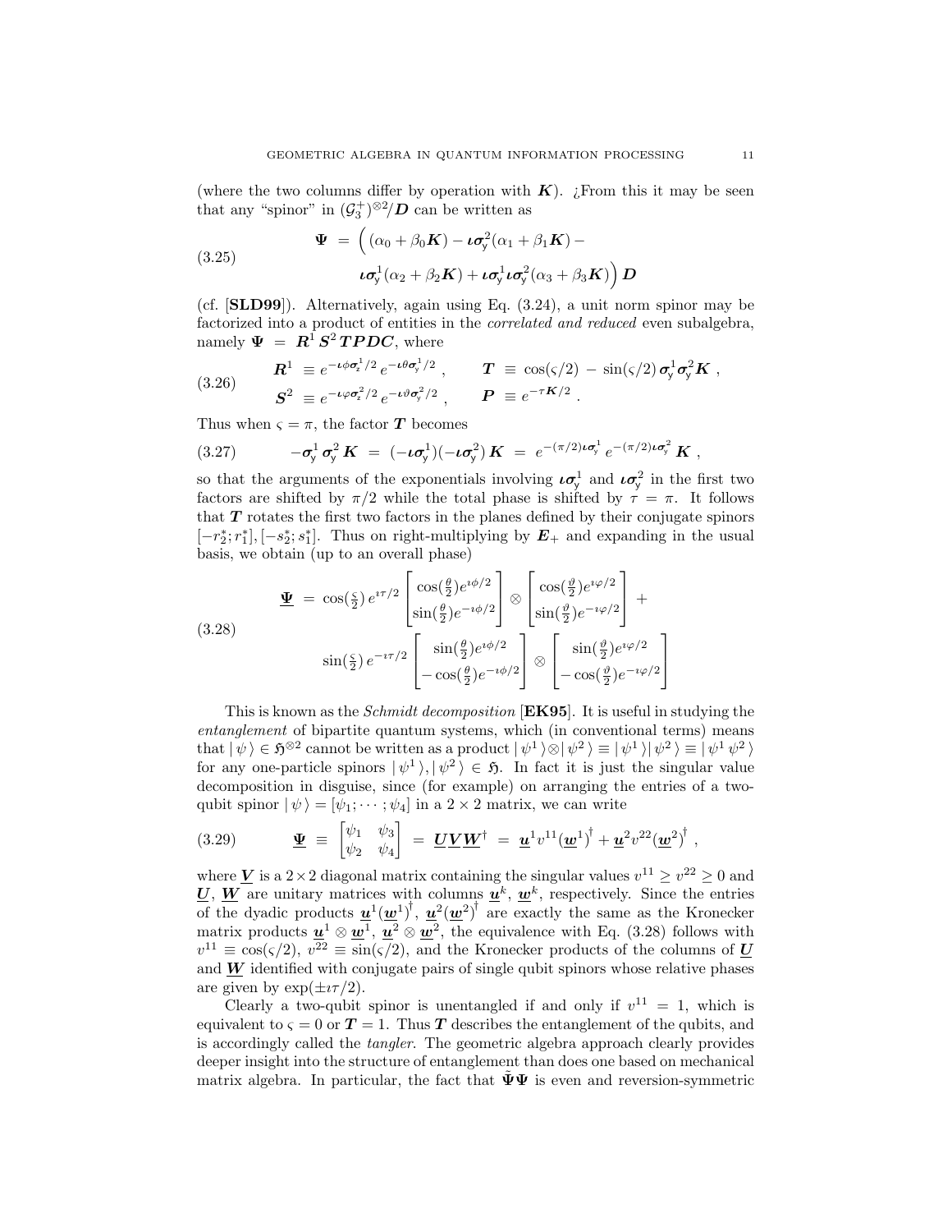(where the two columns differ by operation with $\boldsymbol{K}$). ¿From this it may be seen that any "spinor" in $(\mathcal{G}_3^+)^{\otimes 2}/\boldsymbol{D}$ can be written as

$$
\begin{aligned}
\boldsymbol{\Psi} \;=\; \Big( &(\alpha_0 + \beta_0 \boldsymbol{K}) - \boldsymbol{\iota\sigma}_{\mathsf{y}}^2(\alpha_1 + \beta_1 \boldsymbol{K}) - \\
&\boldsymbol{\iota\sigma}_{\mathsf{y}}^1(\alpha_2 + \beta_2 \boldsymbol{K}) + \boldsymbol{\iota\sigma}_{\mathsf{y}}^1 \boldsymbol{\iota\sigma}_{\mathsf{y}}^2(\alpha_3 + \beta_3 \boldsymbol{K})\Big)\, \boldsymbol{D}
\end{aligned}
\tag{3.25}
$$

(cf. [**SLD99**]). Alternatively, again using Eq. (3.24), a unit norm spinor may be factorized into a product of entities in the *correlated and reduced* even subalgebra, namely $\boldsymbol{\Psi} \;=\; \boldsymbol{R}^1 \boldsymbol{S}^2 \boldsymbol{T} \boldsymbol{P} \boldsymbol{D} \boldsymbol{C}$, where

$$
\begin{aligned}
\boldsymbol{R}^1 \;&\equiv e^{-\boldsymbol{\iota}\phi\boldsymbol{\sigma}_{\mathsf{z}}^1/2}\, e^{-\boldsymbol{\iota}\theta\boldsymbol{\sigma}_{\mathsf{y}}^1/2}\,, \qquad & \boldsymbol{T} \;&\equiv\; \cos(\varsigma/2) \,-\, \sin(\varsigma/2)\, \boldsymbol{\sigma}_{\mathsf{y}}^1 \boldsymbol{\sigma}_{\mathsf{y}}^2 \boldsymbol{K}\,, \\
\boldsymbol{S}^2 \;&\equiv e^{-\boldsymbol{\iota}\varphi\boldsymbol{\sigma}_{\mathsf{z}}^2/2}\, e^{-\boldsymbol{\iota}\vartheta\boldsymbol{\sigma}_{\mathsf{y}}^2/2}\,, \qquad & \boldsymbol{P} \;&\equiv\; e^{-\tau \boldsymbol{K}/2}\,.
\end{aligned}
\tag{3.26}
$$

Thus when $\varsigma = \pi$, the factor $\boldsymbol{T}$ becomes

$$
-\boldsymbol{\sigma}_{\mathsf{y}}^1\, \boldsymbol{\sigma}_{\mathsf{y}}^2\, \boldsymbol{K} \;=\; (-\boldsymbol{\iota\sigma}_{\mathsf{y}}^1)(-\boldsymbol{\iota\sigma}_{\mathsf{y}}^2)\, \boldsymbol{K} \;=\; e^{-(\pi/2)\boldsymbol{\iota\sigma}_{\mathsf{y}}^1}\, e^{-(\pi/2)\boldsymbol{\iota\sigma}_{\mathsf{y}}^2}\, \boldsymbol{K}\,,
\tag{3.27}
$$

so that the arguments of the exponentials involving $\boldsymbol{\iota\sigma}_{\mathsf{y}}^1$ and $\boldsymbol{\iota\sigma}_{\mathsf{y}}^2$ in the first two factors are shifted by $\pi/2$ while the total phase is shifted by $\tau = \pi$. It follows that $\boldsymbol{T}$ rotates the first two factors in the planes defined by their conjugate spinors $[-r_2^*; r_1^*], [-s_2^*; s_1^*]$. Thus on right-multiplying by $\boldsymbol{E}_+$ and expanding in the usual basis, we obtain (up to an overall phase)

$$
\begin{aligned}
\underline{\boldsymbol{\Psi}} \;=\; &\cos(\tfrac{\varsigma}{2})\, e^{\imath\tau/2} \begin{bmatrix} \cos(\frac{\theta}{2}) e^{\imath\phi/2} \\ \sin(\frac{\theta}{2}) e^{-\imath\phi/2} \end{bmatrix} \otimes \begin{bmatrix} \cos(\frac{\vartheta}{2}) e^{\imath\varphi/2} \\ \sin(\frac{\vartheta}{2}) e^{-\imath\varphi/2} \end{bmatrix} \;+ \\
&\sin(\tfrac{\varsigma}{2})\, e^{-\imath\tau/2} \begin{bmatrix} \sin(\frac{\theta}{2}) e^{\imath\phi/2} \\ -\cos(\frac{\theta}{2}) e^{-\imath\phi/2} \end{bmatrix} \otimes \begin{bmatrix} \sin(\frac{\vartheta}{2}) e^{\imath\varphi/2} \\ -\cos(\frac{\vartheta}{2}) e^{-\imath\varphi/2} \end{bmatrix}
\end{aligned}
\tag{3.28}
$$

This is known as the *Schmidt decomposition* [**EK95**]. It is useful in studying the *entanglement* of bipartite quantum systems, which (in conventional terms) means that $|\,\psi\,\rangle \in \mathfrak{H}^{\otimes 2}$ cannot be written as a product $|\,\psi^1\,\rangle \otimes |\,\psi^2\,\rangle \equiv |\,\psi^1\,\rangle |\,\psi^2\,\rangle \equiv |\,\psi^1\,\psi^2\,\rangle$ for any one-particle spinors $|\,\psi^1\,\rangle, |\,\psi^2\,\rangle \in \mathfrak{H}$. In fact it is just the singular value decomposition in disguise, since (for example) on arranging the entries of a two-qubit spinor $|\,\psi\,\rangle = [\psi_1; \cdots; \psi_4]$ in a $2 \times 2$ matrix, we can write

$$
\underline{\boldsymbol{\Psi}} \;\equiv\; \begin{bmatrix} \psi_1 & \psi_3 \\ \psi_2 & \psi_4 \end{bmatrix} \;=\; \underline{\boldsymbol{U}}\,\underline{\boldsymbol{V}}\,\underline{\boldsymbol{W}}^\dagger \;=\; \underline{\boldsymbol{u}}^1 v^{11} (\underline{\boldsymbol{w}}^1)^\dagger + \underline{\boldsymbol{u}}^2 v^{22} (\underline{\boldsymbol{w}}^2)^\dagger\,,
\tag{3.29}
$$

where $\underline{\boldsymbol{V}}$ is a $2 \times 2$ diagonal matrix containing the singular values $v^{11} \geq v^{22} \geq 0$ and $\underline{\boldsymbol{U}}$, $\underline{\boldsymbol{W}}$ are unitary matrices with columns $\underline{\boldsymbol{u}}^k$, $\underline{\boldsymbol{w}}^k$, respectively. Since the entries of the dyadic products $\underline{\boldsymbol{u}}^1 (\underline{\boldsymbol{w}}^1)^\dagger$, $\underline{\boldsymbol{u}}^2 (\underline{\boldsymbol{w}}^2)^\dagger$ are exactly the same as the Kronecker matrix products $\underline{\boldsymbol{u}}^1 \otimes \underline{\boldsymbol{w}}^1$, $\underline{\boldsymbol{u}}^2 \otimes \underline{\boldsymbol{w}}^2$, the equivalence with Eq. (3.28) follows with $v^{11} \equiv \cos(\varsigma/2)$, $v^{22} \equiv \sin(\varsigma/2)$, and the Kronecker products of the columns of $\underline{\boldsymbol{U}}$ and $\underline{\boldsymbol{W}}$ identified with conjugate pairs of single qubit spinors whose relative phases are given by $\exp(\pm\imath\tau/2)$.

Clearly a two-qubit spinor is unentangled if and only if $v^{11} = 1$, which is equivalent to $\varsigma = 0$ or $\boldsymbol{T} = 1$. Thus $\boldsymbol{T}$ describes the entanglement of the qubits, and is accordingly called the *tangler*. The geometric algebra approach clearly provides deeper insight into the structure of entanglement than does one based on mechanical matrix algebra. In particular, the fact that $\tilde{\boldsymbol{\Psi}}\boldsymbol{\Psi}$ is even and reversion-symmetric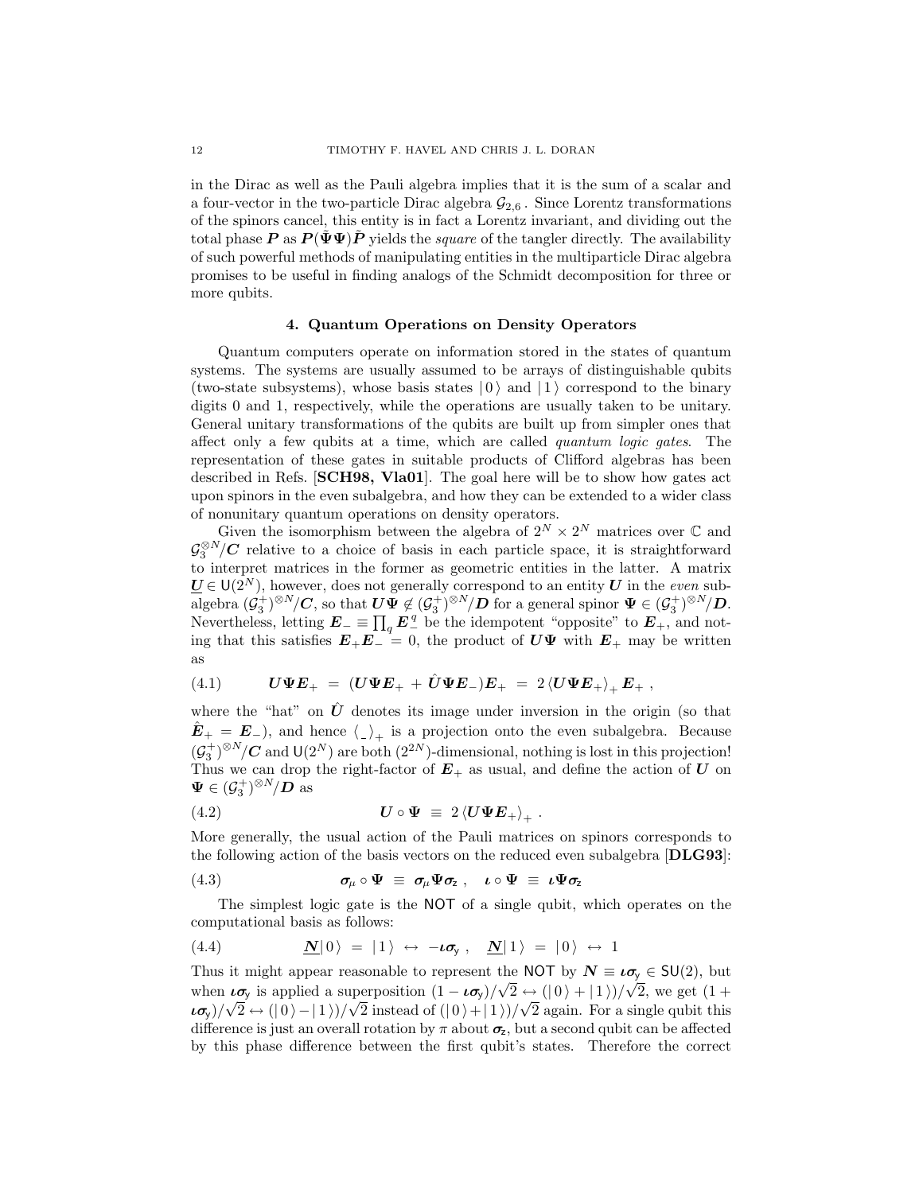in the Dirac as well as the Pauli algebra implies that it is the sum of a scalar and a four-vector in the two-particle Dirac algebra $\mathcal{G}_{2,6}$. Since Lorentz transformations of the spinors cancel, this entity is in fact a Lorentz invariant, and dividing out the total phase $\boldsymbol{P}$ as $\boldsymbol{P}(\tilde{\boldsymbol{\Psi}}\boldsymbol{\Psi})\tilde{\boldsymbol{P}}$ yields the *square* of the tangler directly. The availability of such powerful methods of manipulating entities in the multiparticle Dirac algebra promises to be useful in finding analogs of the Schmidt decomposition for three or more qubits.

## 4. Quantum Operations on Density Operators

Quantum computers operate on information stored in the states of quantum systems. The systems are usually assumed to be arrays of distinguishable qubits (two-state subsystems), whose basis states $|\,0\,\rangle$ and $|\,1\,\rangle$ correspond to the binary digits 0 and 1, respectively, while the operations are usually taken to be unitary. General unitary transformations of the qubits are built up from simpler ones that affect only a few qubits at a time, which are called *quantum logic gates*. The representation of these gates in suitable products of Clifford algebras has been described in Refs. [**SCH98, Vla01**]. The goal here will be to show how gates act upon spinors in the even subalgebra, and how they can be extended to a wider class of nonunitary quantum operations on density operators.

Given the isomorphism between the algebra of $2^N \times 2^N$ matrices over $\mathbb{C}$ and $\mathcal{G}_3^{\otimes N}/\boldsymbol{C}$ relative to a choice of basis in each particle space, it is straightforward to interpret matrices in the former as geometric entities in the latter. A matrix $\underline{\boldsymbol{U}} \in \mathsf{U}(2^N)$, however, does not generally correspond to an entity $\boldsymbol{U}$ in the *even* subalgebra $(\mathcal{G}_3^+)^{\otimes N}/\boldsymbol{C}$, so that $\boldsymbol{U}\boldsymbol{\Psi} \notin (\mathcal{G}_3^+)^{\otimes N}/\boldsymbol{D}$ for a general spinor $\boldsymbol{\Psi} \in (\mathcal{G}_3^+)^{\otimes N}/\boldsymbol{D}$. Nevertheless, letting $\boldsymbol{E}_- \equiv \prod_q \boldsymbol{E}_-^q$ be the idempotent "opposite" to $\boldsymbol{E}_+$, and noting that this satisfies $\boldsymbol{E}_+\boldsymbol{E}_- = 0$, the product of $\boldsymbol{U}\boldsymbol{\Psi}$ with $\boldsymbol{E}_+$ may be written as

$$\boldsymbol{U}\boldsymbol{\Psi}\boldsymbol{E}_+ \;=\; (\boldsymbol{U}\boldsymbol{\Psi}\boldsymbol{E}_+ + \hat{\boldsymbol{U}}\boldsymbol{\Psi}\boldsymbol{E}_-)\boldsymbol{E}_+ \;=\; 2\left\langle \boldsymbol{U}\boldsymbol{\Psi}\boldsymbol{E}_+ \right\rangle_+ \boldsymbol{E}_+ \,, \tag{4.1}$$

where the "hat" on $\hat{\boldsymbol{U}}$ denotes its image under inversion in the origin (so that $\hat{\boldsymbol{E}}_+ = \boldsymbol{E}_-$), and hence $\langle\,\_\,\rangle_+$ is a projection onto the even subalgebra. Because $(\mathcal{G}_3^+)^{\otimes N}/\boldsymbol{C}$ and $\mathsf{U}(2^N)$ are both $(2^{2N})$-dimensional, nothing is lost in this projection! Thus we can drop the right-factor of $\boldsymbol{E}_+$ as usual, and define the action of $\boldsymbol{U}$ on $\boldsymbol{\Psi} \in (\mathcal{G}_3^+)^{\otimes N}/\boldsymbol{D}$ as

$$\boldsymbol{U} \circ \boldsymbol{\Psi} \;\equiv\; 2\left\langle \boldsymbol{U}\boldsymbol{\Psi}\boldsymbol{E}_+ \right\rangle_+ \,. \tag{4.2}$$

More generally, the usual action of the Pauli matrices on spinors corresponds to the following action of the basis vectors on the reduced even subalgebra [**DLG93**]:

$$\boldsymbol{\sigma}_\mu \circ \boldsymbol{\Psi} \;\equiv\; \boldsymbol{\sigma}_\mu \boldsymbol{\Psi} \boldsymbol{\sigma}_{\mathsf{z}} \,, \quad \boldsymbol{\iota} \circ \boldsymbol{\Psi} \;\equiv\; \boldsymbol{\iota}\boldsymbol{\Psi}\boldsymbol{\sigma}_{\mathsf{z}} \tag{4.3}$$

The simplest logic gate is the $\mathsf{NOT}$ of a single qubit, which operates on the computational basis as follows:

$$\underline{\boldsymbol{N}}|\,0\,\rangle \;=\; |\,1\,\rangle \;\leftrightarrow\; -\boldsymbol{\iota}\boldsymbol{\sigma}_{\mathsf{y}} \,, \quad \underline{\boldsymbol{N}}|\,1\,\rangle \;=\; |\,0\,\rangle \;\leftrightarrow\; 1 \tag{4.4}$$

Thus it might appear reasonable to represent the $\mathsf{NOT}$ by $\boldsymbol{N} \equiv \boldsymbol{\iota}\boldsymbol{\sigma}_{\mathsf{y}} \in \mathsf{SU}(2)$, but when $\boldsymbol{\iota}\boldsymbol{\sigma}_{\mathsf{y}}$ is applied a superposition $(1 - \boldsymbol{\iota}\boldsymbol{\sigma}_{\mathsf{y}})/\sqrt{2} \leftrightarrow (|\,0\,\rangle + |\,1\,\rangle)/\sqrt{2}$, we get $(1 + \boldsymbol{\iota}\boldsymbol{\sigma}_{\mathsf{y}})/\sqrt{2} \leftrightarrow (|\,0\,\rangle - |\,1\,\rangle)/\sqrt{2}$ instead of $(|\,0\,\rangle + |\,1\,\rangle)/\sqrt{2}$ again. For a single qubit this difference is just an overall rotation by $\pi$ about $\boldsymbol{\sigma}_{\mathsf{z}}$, but a second qubit can be affected by this phase difference between the first qubit's states. Therefore the correct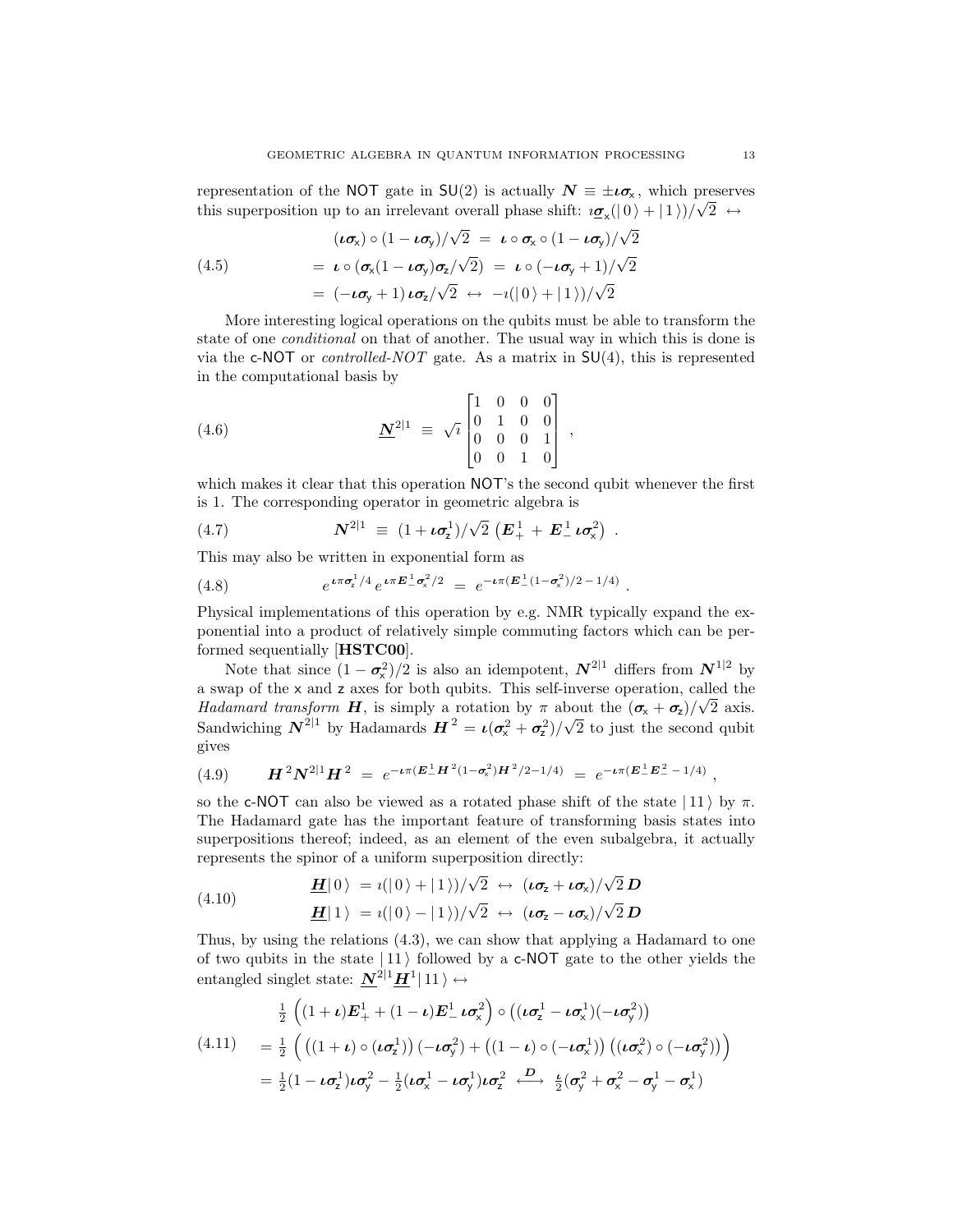representation of the NOT gate in SU(2) is actually $\boldsymbol{N} \equiv \pm\boldsymbol{\iota}\boldsymbol{\sigma}_{\mathsf{x}}$, which preserves this superposition up to an irrelevant overall phase shift: $\imath\underline{\boldsymbol{\sigma}}_{\mathsf{x}}(|\,0\,\rangle + |\,1\,\rangle)/\sqrt{2} \;\leftrightarrow$

$$
\begin{aligned}
& (\boldsymbol{\iota}\boldsymbol{\sigma}_{\mathsf{x}}) \circ (1 - \boldsymbol{\iota}\boldsymbol{\sigma}_{\mathsf{y}})/\sqrt{2} \;=\; \boldsymbol{\iota} \circ \boldsymbol{\sigma}_{\mathsf{x}} \circ (1 - \boldsymbol{\iota}\boldsymbol{\sigma}_{\mathsf{y}})/\sqrt{2} \\
(4.5) \qquad &= \; \boldsymbol{\iota} \circ (\boldsymbol{\sigma}_{\mathsf{x}}(1 - \boldsymbol{\iota}\boldsymbol{\sigma}_{\mathsf{y}})\boldsymbol{\sigma}_{\mathsf{z}}/\sqrt{2}) \;=\; \boldsymbol{\iota} \circ (-\boldsymbol{\iota}\boldsymbol{\sigma}_{\mathsf{y}} + 1)/\sqrt{2} \\
&= \; (-\boldsymbol{\iota}\boldsymbol{\sigma}_{\mathsf{y}} + 1)\,\boldsymbol{\iota}\boldsymbol{\sigma}_{\mathsf{z}}/\sqrt{2} \;\leftrightarrow\; -\imath(|\,0\,\rangle + |\,1\,\rangle)/\sqrt{2}
\end{aligned}
$$

More interesting logical operations on the qubits must be able to transform the state of one *conditional* on that of another. The usual way in which this is done is via the c-NOT or *controlled-NOT* gate. As a matrix in SU(4), this is represented in the computational basis by

$$
(4.6) \qquad \underline{\boldsymbol{N}}^{2|1} \;\equiv\; \sqrt{\imath}\begin{bmatrix} 1 & 0 & 0 & 0 \\ 0 & 1 & 0 & 0 \\ 0 & 0 & 0 & 1 \\ 0 & 0 & 1 & 0 \end{bmatrix} \;,
$$

which makes it clear that this operation NOT's the second qubit whenever the first is 1. The corresponding operator in geometric algebra is

$$
(4.7) \qquad \boldsymbol{N}^{2|1} \;\equiv\; (1 + \boldsymbol{\iota}\boldsymbol{\sigma}_{\mathsf{z}}^{1})/\sqrt{2}\,\left(\boldsymbol{E}_{+}^{1} \,+\, \boldsymbol{E}_{-}^{1}\,\boldsymbol{\iota}\boldsymbol{\sigma}_{\mathsf{x}}^{2}\right) \;.
$$

This may also be written in exponential form as

$$
(4.8) \qquad e^{\,\boldsymbol{\iota}\pi\boldsymbol{\sigma}_{\mathsf{z}}^{1}/4}\, e^{\,\boldsymbol{\iota}\pi\boldsymbol{E}_{-}^{1}\boldsymbol{\sigma}_{\mathsf{x}}^{2}/2} \;=\; e^{-\boldsymbol{\iota}\pi(\boldsymbol{E}_{-}^{1}(1-\boldsymbol{\sigma}_{\mathsf{x}}^{2})/2 \,-\, 1/4)} \;.
$$

Physical implementations of this operation by e.g. NMR typically expand the exponential into a product of relatively simple commuting factors which can be performed sequentially [**HSTC00**].

Note that since $(1 - \boldsymbol{\sigma}_{\mathsf{x}}^{2})/2$ is also an idempotent, $\boldsymbol{N}^{2|1}$ differs from $\boldsymbol{N}^{1|2}$ by a swap of the x and z axes for both qubits. This self-inverse operation, called the *Hadamard transform* $\boldsymbol{H}$, is simply a rotation by $\pi$ about the $(\boldsymbol{\sigma}_{\mathsf{x}} + \boldsymbol{\sigma}_{\mathsf{z}})/\sqrt{2}$ axis. Sandwiching $\boldsymbol{N}^{2|1}$ by Hadamards $\boldsymbol{H}^{2} = \boldsymbol{\iota}(\boldsymbol{\sigma}_{\mathsf{x}}^{2} + \boldsymbol{\sigma}_{\mathsf{z}}^{2})/\sqrt{2}$ to just the second qubit gives

$$
(4.9) \qquad \boldsymbol{H}^{2}\boldsymbol{N}^{2|1}\boldsymbol{H}^{2} \;=\; e^{-\boldsymbol{\iota}\pi(\boldsymbol{E}_{-}^{1}\boldsymbol{H}^{2}(1-\boldsymbol{\sigma}_{\mathsf{x}}^{2})\boldsymbol{H}^{2}/2 - 1/4)} \;=\; e^{-\boldsymbol{\iota}\pi(\boldsymbol{E}_{-}^{1}\boldsymbol{E}_{-}^{2} \,-\, 1/4)} \;,
$$

so the c-NOT can also be viewed as a rotated phase shift of the state $|\,11\,\rangle$ by $\pi$. The Hadamard gate has the important feature of transforming basis states into superpositions thereof; indeed, as an element of the even subalgebra, it actually represents the spinor of a uniform superposition directly:

$$
(4.10) \qquad
\begin{aligned}
\underline{\boldsymbol{H}}|\,0\,\rangle \; &= \imath(|\,0\,\rangle + |\,1\,\rangle)/\sqrt{2} \;\leftrightarrow\; (\boldsymbol{\iota}\boldsymbol{\sigma}_{\mathsf{z}} + \boldsymbol{\iota}\boldsymbol{\sigma}_{\mathsf{x}})/\sqrt{2}\,\boldsymbol{D} \\
\underline{\boldsymbol{H}}|\,1\,\rangle \; &= \imath(|\,0\,\rangle - |\,1\,\rangle)/\sqrt{2} \;\leftrightarrow\; (\boldsymbol{\iota}\boldsymbol{\sigma}_{\mathsf{z}} - \boldsymbol{\iota}\boldsymbol{\sigma}_{\mathsf{x}})/\sqrt{2}\,\boldsymbol{D}
\end{aligned}
$$

Thus, by using the relations (4.3), we can show that applying a Hadamard to one of two qubits in the state $|\,11\,\rangle$ followed by a c-NOT gate to the other yields the entangled singlet state: $\underline{\boldsymbol{N}}^{2|1}\underline{\boldsymbol{H}}^{1}|\,11\,\rangle \leftrightarrow$

$$
\begin{aligned}
& \tfrac{1}{2}\,\left((1+\boldsymbol{\iota})\boldsymbol{E}_{+}^{1} + (1-\boldsymbol{\iota})\boldsymbol{E}_{-}^{1}\,\boldsymbol{\iota}\boldsymbol{\sigma}_{\mathsf{x}}^{2}\right) \circ \left((\boldsymbol{\iota}\boldsymbol{\sigma}_{\mathsf{z}}^{1} - \boldsymbol{\iota}\boldsymbol{\sigma}_{\mathsf{x}}^{1})(-\boldsymbol{\iota}\boldsymbol{\sigma}_{\mathsf{y}}^{2})\right) \\
(4.11) \quad &= \tfrac{1}{2}\,\Big(\left((1+\boldsymbol{\iota}) \circ (\boldsymbol{\iota}\boldsymbol{\sigma}_{\mathsf{z}}^{1})\right)(-\boldsymbol{\iota}\boldsymbol{\sigma}_{\mathsf{y}}^{2}) + \left((1-\boldsymbol{\iota}) \circ (-\boldsymbol{\iota}\boldsymbol{\sigma}_{\mathsf{x}}^{1})\right)\left((\boldsymbol{\iota}\boldsymbol{\sigma}_{\mathsf{x}}^{2}) \circ (-\boldsymbol{\iota}\boldsymbol{\sigma}_{\mathsf{y}}^{2})\right)\Big) \\
&= \tfrac{1}{2}(1 - \boldsymbol{\iota}\boldsymbol{\sigma}_{\mathsf{z}}^{1})\boldsymbol{\iota}\boldsymbol{\sigma}_{\mathsf{y}}^{2} - \tfrac{1}{2}(\boldsymbol{\iota}\boldsymbol{\sigma}_{\mathsf{x}}^{1} - \boldsymbol{\iota}\boldsymbol{\sigma}_{\mathsf{y}}^{1})\boldsymbol{\iota}\boldsymbol{\sigma}_{\mathsf{z}}^{2} \;\stackrel{\boldsymbol{D}}{\longleftrightarrow}\; \tfrac{\boldsymbol{\iota}}{2}(\boldsymbol{\sigma}_{\mathsf{y}}^{2} + \boldsymbol{\sigma}_{\mathsf{x}}^{2} - \boldsymbol{\sigma}_{\mathsf{y}}^{1} - \boldsymbol{\sigma}_{\mathsf{x}}^{1})
\end{aligned}
$$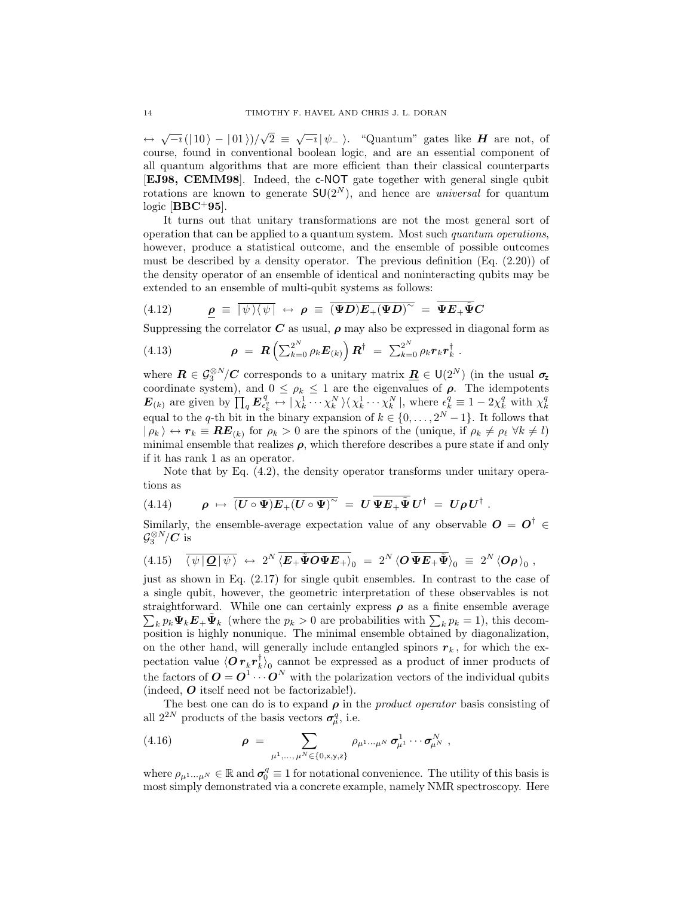$\leftrightarrow\ \sqrt{-\imath}\,(|\,10\,\rangle - |\,01\,\rangle)/\sqrt{2} \equiv \sqrt{-\imath}\,|\,\psi_-\,\rangle$. "Quantum" gates like $\boldsymbol{H}$ are not, of course, found in conventional boolean logic, and are an essential component of all quantum algorithms that are more efficient than their classical counterparts [**EJ98, CEMM98**]. Indeed, the c-NOT gate together with general single qubit rotations are known to generate $\mathsf{SU}(2^N)$, and hence are *universal* for quantum logic [**BBC$^+$95**].

It turns out that unitary transformations are not the most general sort of operation that can be applied to a quantum system. Most such *quantum operations*, however, produce a statistical outcome, and the ensemble of possible outcomes must be described by a density operator. The previous definition (Eq. (2.20)) of the density operator of an ensemble of identical and noninteracting qubits may be extended to an ensemble of multi-qubit systems as follows:

$$\underline{\boldsymbol{\rho}} \;\equiv\; \overline{|\,\psi\,\rangle\langle\,\psi\,|} \;\leftrightarrow\; \boldsymbol{\rho} \;\equiv\; \overline{(\boldsymbol{\Psi D})\boldsymbol{E}_+(\boldsymbol{\Psi D})^{\sim}} \;=\; \overline{\boldsymbol{\Psi E}_+\tilde{\boldsymbol{\Psi}}}\boldsymbol{C} \tag{4.12}$$

Suppressing the correlator $\boldsymbol{C}$ as usual, $\boldsymbol{\rho}$ may also be expressed in diagonal form as

$$\boldsymbol{\rho} \;=\; \boldsymbol{R}\left(\textstyle\sum_{k=0}^{2^N}\rho_k\boldsymbol{E}_{(k)}\right)\boldsymbol{R}^\dagger \;=\; \textstyle\sum_{k=0}^{2^N}\rho_k\boldsymbol{r}_k\boldsymbol{r}_k^\dagger\ . \tag{4.13}$$

where $\boldsymbol{R}\in\mathcal{G}_3^{\otimes N}/\boldsymbol{C}$ corresponds to a unitary matrix $\underline{\boldsymbol{R}}\in\mathsf{U}(2^N)$ (in the usual $\boldsymbol{\sigma}_{\mathsf{z}}$ coordinate system), and $0\le\rho_k\le 1$ are the eigenvalues of $\boldsymbol{\rho}$. The idempotents $\boldsymbol{E}_{(k)}$ are given by $\prod_q \boldsymbol{E}^q_{\epsilon^q_k} \leftrightarrow |\,\chi^1_k\cdots\chi^N_k\,\rangle\langle\,\chi^1_k\cdots\chi^N_k\,|$, where $\epsilon^q_k \equiv 1-2\chi^q_k$ with $\chi^q_k$ equal to the $q$-th bit in the binary expansion of $k\in\{0,\ldots,2^N-1\}$. It follows that $|\,\rho_k\,\rangle \leftrightarrow \boldsymbol{r}_k \equiv \boldsymbol{R}\boldsymbol{E}_{(k)}$ for $\rho_k>0$ are the spinors of the (unique, if $\rho_k\ne\rho_\ell\ \forall k\ne l$) minimal ensemble that realizes $\boldsymbol{\rho}$, which therefore describes a pure state if and only if it has rank 1 as an operator.

Note that by Eq. (4.2), the density operator transforms under unitary operations as

$$\boldsymbol{\rho} \;\mapsto\; \overline{(\boldsymbol{U}\circ\boldsymbol{\Psi})\boldsymbol{E}_+(\boldsymbol{U}\circ\boldsymbol{\Psi})^{\sim}} \;=\; \boldsymbol{U}\,\overline{\boldsymbol{\Psi E}_+\tilde{\boldsymbol{\Psi}}}\,\boldsymbol{U}^\dagger \;=\; \boldsymbol{U\rho U}^\dagger\ . \tag{4.14}$$

Similarly, the ensemble-average expectation value of any observable $\boldsymbol{O}=\boldsymbol{O}^\dagger\in\mathcal{G}_3^{\otimes N}/\boldsymbol{C}$ is

$$\overline{\langle\,\psi\,|\,\underline{\boldsymbol{O}}\,|\,\psi\,\rangle} \;\leftrightarrow\; 2^N\,\overline{\langle\boldsymbol{E}_+\tilde{\boldsymbol{\Psi}}\boldsymbol{O\Psi E}_+\rangle_0} \;=\; 2^N\,\langle\boldsymbol{O}\,\overline{\boldsymbol{\Psi E}_+\tilde{\boldsymbol{\Psi}}}\rangle_0 \;\equiv\; 2^N\,\langle\boldsymbol{O\rho}\rangle_0\ , \tag{4.15}$$

just as shown in Eq. (2.17) for single qubit ensembles. In contrast to the case of a single qubit, however, the geometric interpretation of these observables is not straightforward. While one can certainly express $\boldsymbol{\rho}$ as a finite ensemble average $\sum_k p_k\boldsymbol{\Psi}_k\boldsymbol{E}_+\tilde{\boldsymbol{\Psi}}_k$ (where the $p_k>0$ are probabilities with $\sum_k p_k=1$), this decomposition is highly nonunique. The minimal ensemble obtained by diagonalization, on the other hand, will generally include entangled spinors $\boldsymbol{r}_k$, for which the expectation value $\langle\boldsymbol{O}\,\boldsymbol{r}_k\boldsymbol{r}_k^\dagger\rangle_0$ cannot be expressed as a product of inner products of the factors of $\boldsymbol{O}=\boldsymbol{O}^1\cdots\boldsymbol{O}^N$ with the polarization vectors of the individual qubits (indeed, $\boldsymbol{O}$ itself need not be factorizable!).

The best one can do is to expand $\boldsymbol{\rho}$ in the *product operator* basis consisting of all $2^{2N}$ products of the basis vectors $\boldsymbol{\sigma}^q_\mu$, i.e.

$$\boldsymbol{\rho} \;=\; \sum_{\mu^1,\ldots,\,\mu^N\in\{0,\mathsf{x},\mathsf{y},\mathsf{z}\}} \rho_{\mu^1\cdots\mu^N}\,\boldsymbol{\sigma}^1_{\mu^1}\cdots\boldsymbol{\sigma}^N_{\mu^N}\ , \tag{4.16}$$

where $\rho_{\mu^1\cdots\mu^N}\in\mathbb{R}$ and $\boldsymbol{\sigma}^q_0\equiv 1$ for notational convenience. The utility of this basis is most simply demonstrated via a concrete example, namely NMR spectroscopy. Here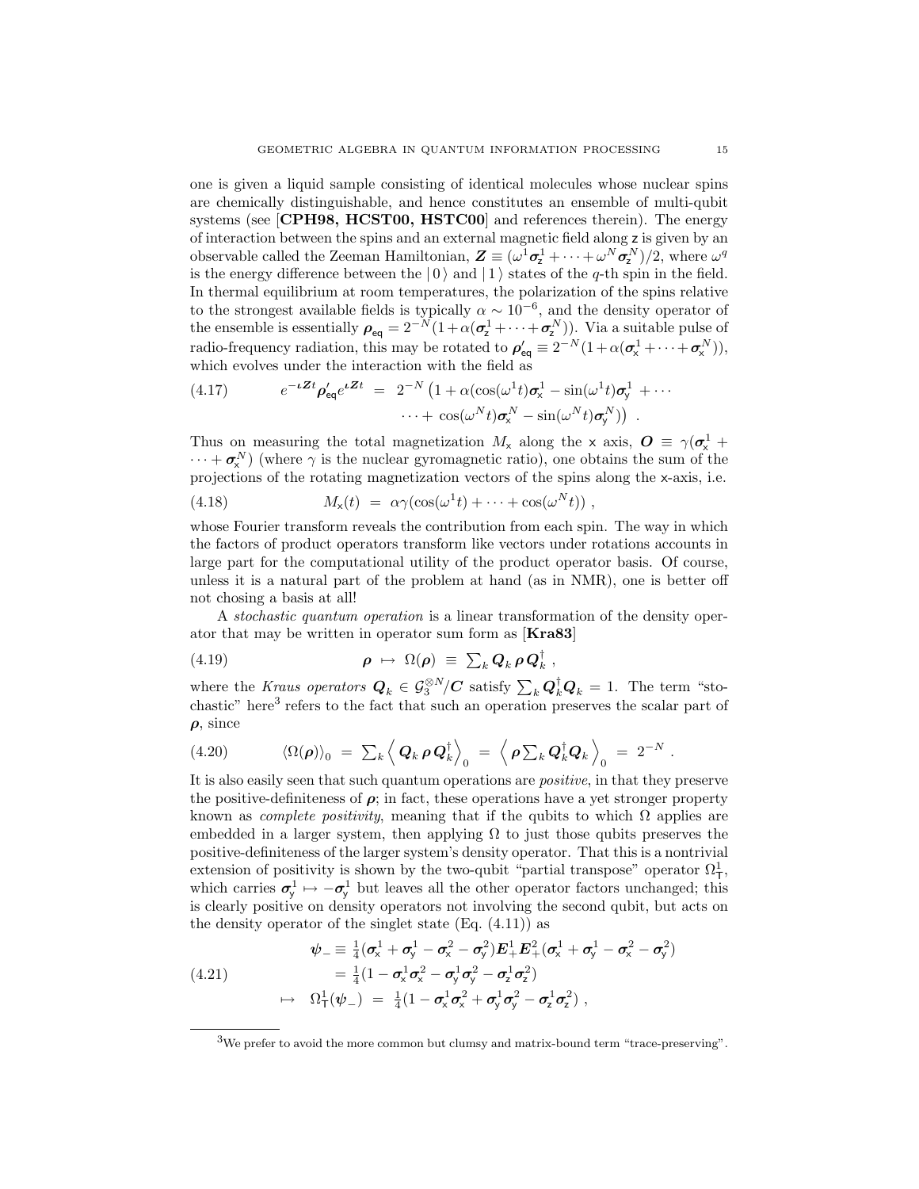one is given a liquid sample consisting of identical molecules whose nuclear spins are chemically distinguishable, and hence constitutes an ensemble of multi-qubit systems (see [**CPH98, HCST00, HSTC00**] and references therein). The energy of interaction between the spins and an external magnetic field along z is given by an observable called the Zeeman Hamiltonian, $\boldsymbol{Z} \equiv (\omega^1\boldsymbol{\sigma}_{\mathsf{z}}^1 + \cdots + \omega^N\boldsymbol{\sigma}_{\mathsf{z}}^N)/2$, where $\omega^q$ is the energy difference between the $|\,0\,\rangle$ and $|\,1\,\rangle$ states of the $q$-th spin in the field. In thermal equilibrium at room temperatures, the polarization of the spins relative to the strongest available fields is typically $\alpha \sim 10^{-6}$, and the density operator of the ensemble is essentially $\boldsymbol{\rho}_{\mathsf{eq}} = 2^{-N}(1 + \alpha(\boldsymbol{\sigma}_{\mathsf{z}}^1 + \cdots + \boldsymbol{\sigma}_{\mathsf{z}}^N))$. Via a suitable pulse of radio-frequency radiation, this may be rotated to $\boldsymbol{\rho}_{\mathsf{eq}}' \equiv 2^{-N}(1 + \alpha(\boldsymbol{\sigma}_{\mathsf{x}}^1 + \cdots + \boldsymbol{\sigma}_{\mathsf{x}}^N))$, which evolves under the interaction with the field as

$$
\begin{aligned}
e^{-\iota \boldsymbol{Z} t}\boldsymbol{\rho}_{\mathsf{eq}}' e^{\iota \boldsymbol{Z} t} \;&=\; 2^{-N}\left(1 + \alpha(\cos(\omega^1 t)\boldsymbol{\sigma}_{\mathsf{x}}^1 - \sin(\omega^1 t)\boldsymbol{\sigma}_{\mathsf{y}}^1 \;+ \cdots \right. \\
&\qquad \left. \cdots + \;\cos(\omega^N t)\boldsymbol{\sigma}_{\mathsf{x}}^N - \sin(\omega^N t)\boldsymbol{\sigma}_{\mathsf{y}}^N)\right) \;. \qquad (4.17)
\end{aligned}
$$

Thus on measuring the total magnetization $M_{\mathsf{x}}$ along the x axis, $\boldsymbol{O} \equiv \gamma(\boldsymbol{\sigma}_{\mathsf{x}}^1 + \cdots + \boldsymbol{\sigma}_{\mathsf{x}}^N)$ (where $\gamma$ is the nuclear gyromagnetic ratio), one obtains the sum of the projections of the rotating magnetization vectors of the spins along the x-axis, i.e.

$$
M_{\mathsf{x}}(t) \;=\; \alpha\gamma(\cos(\omega^1 t) + \cdots + \cos(\omega^N t)) \;, \qquad (4.18)
$$

whose Fourier transform reveals the contribution from each spin. The way in which the factors of product operators transform like vectors under rotations accounts in large part for the computational utility of the product operator basis. Of course, unless it is a natural part of the problem at hand (as in NMR), one is better off not chosing a basis at all!

A *stochastic quantum operation* is a linear transformation of the density operator that may be written in operator sum form as [**Kra83**]

$$
\boldsymbol{\rho} \;\mapsto\; \Omega(\boldsymbol{\rho}) \;\equiv\; \textstyle\sum_k \boldsymbol{Q}_k\,\boldsymbol{\rho}\,\boldsymbol{Q}_k^\dagger \;, \qquad (4.19)
$$

where the *Kraus operators* $\boldsymbol{Q}_k \in \mathcal{G}_3^{\otimes N}/\boldsymbol{C}$ satisfy $\sum_k \boldsymbol{Q}_k^\dagger \boldsymbol{Q}_k = 1$. The term "stochastic" here[3] refers to the fact that such an operation preserves the scalar part of $\boldsymbol{\rho}$, since

$$
\langle \Omega(\boldsymbol{\rho})\rangle_0 \;=\; \textstyle\sum_k \left\langle\, \boldsymbol{Q}_k\,\boldsymbol{\rho}\,\boldsymbol{Q}_k^\dagger \,\right\rangle_0 \;=\; \left\langle\, \boldsymbol{\rho} \sum_k \boldsymbol{Q}_k^\dagger \boldsymbol{Q}_k \,\right\rangle_0 \;=\; 2^{-N} \;. \qquad (4.20)
$$

It is also easily seen that such quantum operations are *positive*, in that they preserve the positive-definiteness of $\boldsymbol{\rho}$; in fact, these operations have a yet stronger property known as *complete positivity*, meaning that if the qubits to which $\Omega$ applies are embedded in a larger system, then applying $\Omega$ to just those qubits preserves the positive-definiteness of the larger system's density operator. That this is a nontrivial extension of positivity is shown by the two-qubit "partial transpose" operator $\Omega_{\mathsf{T}}^1$, which carries $\boldsymbol{\sigma}_{\mathsf{y}}^1 \mapsto -\boldsymbol{\sigma}_{\mathsf{y}}^1$ but leaves all the other operator factors unchanged; this is clearly positive on density operators not involving the second qubit, but acts on the density operator of the singlet state (Eq. (4.11)) as

$$
\begin{aligned}
\boldsymbol{\psi}_- &\equiv \tfrac{1}{4}(\boldsymbol{\sigma}_{\mathsf{x}}^1 + \boldsymbol{\sigma}_{\mathsf{y}}^1 - \boldsymbol{\sigma}_{\mathsf{x}}^2 - \boldsymbol{\sigma}_{\mathsf{y}}^2)\boldsymbol{E}_+^1\boldsymbol{E}_+^2(\boldsymbol{\sigma}_{\mathsf{x}}^1 + \boldsymbol{\sigma}_{\mathsf{y}}^1 - \boldsymbol{\sigma}_{\mathsf{x}}^2 - \boldsymbol{\sigma}_{\mathsf{y}}^2) \\
&= \tfrac{1}{4}(1 - \boldsymbol{\sigma}_{\mathsf{x}}^1\boldsymbol{\sigma}_{\mathsf{x}}^2 - \boldsymbol{\sigma}_{\mathsf{y}}^1\boldsymbol{\sigma}_{\mathsf{y}}^2 - \boldsymbol{\sigma}_{\mathsf{z}}^1\boldsymbol{\sigma}_{\mathsf{z}}^2) \\
\mapsto\;\; &\Omega_{\mathsf{T}}^1(\boldsymbol{\psi}_-) \;=\; \tfrac{1}{4}(1 - \boldsymbol{\sigma}_{\mathsf{x}}^1\boldsymbol{\sigma}_{\mathsf{x}}^2 + \boldsymbol{\sigma}_{\mathsf{y}}^1\boldsymbol{\sigma}_{\mathsf{y}}^2 - \boldsymbol{\sigma}_{\mathsf{z}}^1\boldsymbol{\sigma}_{\mathsf{z}}^2) \;,
\end{aligned} \qquad (4.21)
$$

---

[3] We prefer to avoid the more common but clumsy and matrix-bound term "trace-preserving".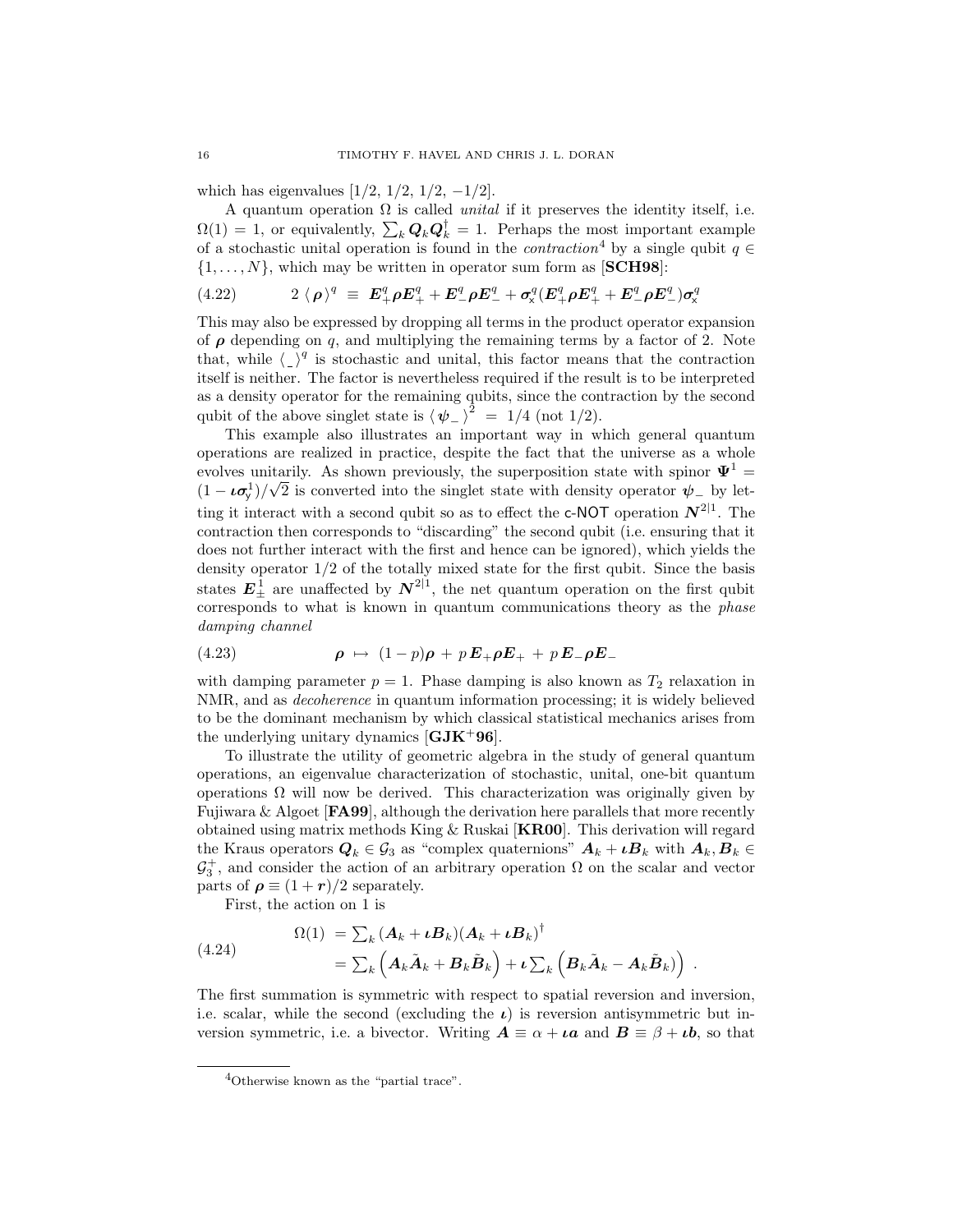which has eigenvalues [1/2, 1/2, 1/2, −1/2].

A quantum operation $\Omega$ is called *unital* if it preserves the identity itself, i.e. $\Omega(1) = 1$, or equivalently, $\sum_k \boldsymbol{Q}_k \boldsymbol{Q}_k^\dagger = 1$. Perhaps the most important example of a stochastic unital operation is found in the *contraction*[4] by a single qubit $q \in \{1, \ldots, N\}$, which may be written in operator sum form as [**SCH98**]:

$$
2 \langle \boldsymbol{\rho} \rangle^q \equiv \boldsymbol{E}_+^q \boldsymbol{\rho} \boldsymbol{E}_+^q + \boldsymbol{E}_-^q \boldsymbol{\rho} \boldsymbol{E}_-^q + \boldsymbol{\sigma}_\mathsf{x}^q (\boldsymbol{E}_+^q \boldsymbol{\rho} \boldsymbol{E}_+^q + \boldsymbol{E}_-^q \boldsymbol{\rho} \boldsymbol{E}_-^q) \boldsymbol{\sigma}_\mathsf{x}^q \tag{4.22}
$$

This may also be expressed by dropping all terms in the product operator expansion of $\boldsymbol{\rho}$ depending on $q$, and multiplying the remaining terms by a factor of 2. Note that, while $\langle \_ \rangle^q$ is stochastic and unital, this factor means that the contraction itself is neither. The factor is nevertheless required if the result is to be interpreted as a density operator for the remaining qubits, since the contraction by the second qubit of the above singlet state is $\langle \boldsymbol{\psi}_- \rangle^2 = 1/4$ (not 1/2).

This example also illustrates an important way in which general quantum operations are realized in practice, despite the fact that the universe as a whole evolves unitarily. As shown previously, the superposition state with spinor $\boldsymbol{\Psi}^1 = (1 - \boldsymbol{\iota}\boldsymbol{\sigma}_\mathsf{y}^1)/\sqrt{2}$ is converted into the singlet state with density operator $\boldsymbol{\psi}_-$ by letting it interact with a second qubit so as to effect the c-NOT operation $\boldsymbol{N}^{2|1}$. The contraction then corresponds to "discarding" the second qubit (i.e. ensuring that it does not further interact with the first and hence can be ignored), which yields the density operator 1/2 of the totally mixed state for the first qubit. Since the basis states $\boldsymbol{E}_\pm^1$ are unaffected by $\boldsymbol{N}^{2|1}$, the net quantum operation on the first qubit corresponds to what is known in quantum communications theory as the *phase damping channel*

$$
\boldsymbol{\rho} \mapsto (1-p)\boldsymbol{\rho} + p\, \boldsymbol{E}_+ \boldsymbol{\rho} \boldsymbol{E}_+ + p\, \boldsymbol{E}_- \boldsymbol{\rho} \boldsymbol{E}_- \tag{4.23}
$$

with damping parameter $p = 1$. Phase damping is also known as $T_2$ relaxation in NMR, and as *decoherence* in quantum information processing; it is widely believed to be the dominant mechanism by which classical statistical mechanics arises from the underlying unitary dynamics [**GJK**[+]**96**].

To illustrate the utility of geometric algebra in the study of general quantum operations, an eigenvalue characterization of stochastic, unital, one-bit quantum operations $\Omega$ will now be derived. This characterization was originally given by Fujiwara & Algoet [**FA99**], although the derivation here parallels that more recently obtained using matrix methods King & Ruskai [**KR00**]. This derivation will regard the Kraus operators $\boldsymbol{Q}_k \in \mathcal{G}_3$ as "complex quaternions" $\boldsymbol{A}_k + \boldsymbol{\iota}\boldsymbol{B}_k$ with $\boldsymbol{A}_k, \boldsymbol{B}_k \in \mathcal{G}_3^+$, and consider the action of an arbitrary operation $\Omega$ on the scalar and vector parts of $\boldsymbol{\rho} \equiv (1 + \boldsymbol{r})/2$ separately.

First, the action on 1 is

$$
\begin{aligned}
\Omega(1) &= \textstyle\sum_k (\boldsymbol{A}_k + \boldsymbol{\iota}\boldsymbol{B}_k)(\boldsymbol{A}_k + \boldsymbol{\iota}\boldsymbol{B}_k)^\dagger \\
&= \textstyle\sum_k \left( \boldsymbol{A}_k \tilde{\boldsymbol{A}}_k + \boldsymbol{B}_k \tilde{\boldsymbol{B}}_k \right) + \boldsymbol{\iota} \sum_k \left( \boldsymbol{B}_k \tilde{\boldsymbol{A}}_k - \boldsymbol{A}_k \tilde{\boldsymbol{B}}_k \right) \,.
\end{aligned} \tag{4.24}
$$

The first summation is symmetric with respect to spatial reversion and inversion, i.e. scalar, while the second (excluding the $\boldsymbol{\iota}$) is reversion antisymmetric but inversion symmetric, i.e. a bivector. Writing $\boldsymbol{A} \equiv \alpha + \boldsymbol{\iota}\boldsymbol{a}$ and $\boldsymbol{B} \equiv \beta + \boldsymbol{\iota}\boldsymbol{b}$, so that

[4] Otherwise known as the "partial trace".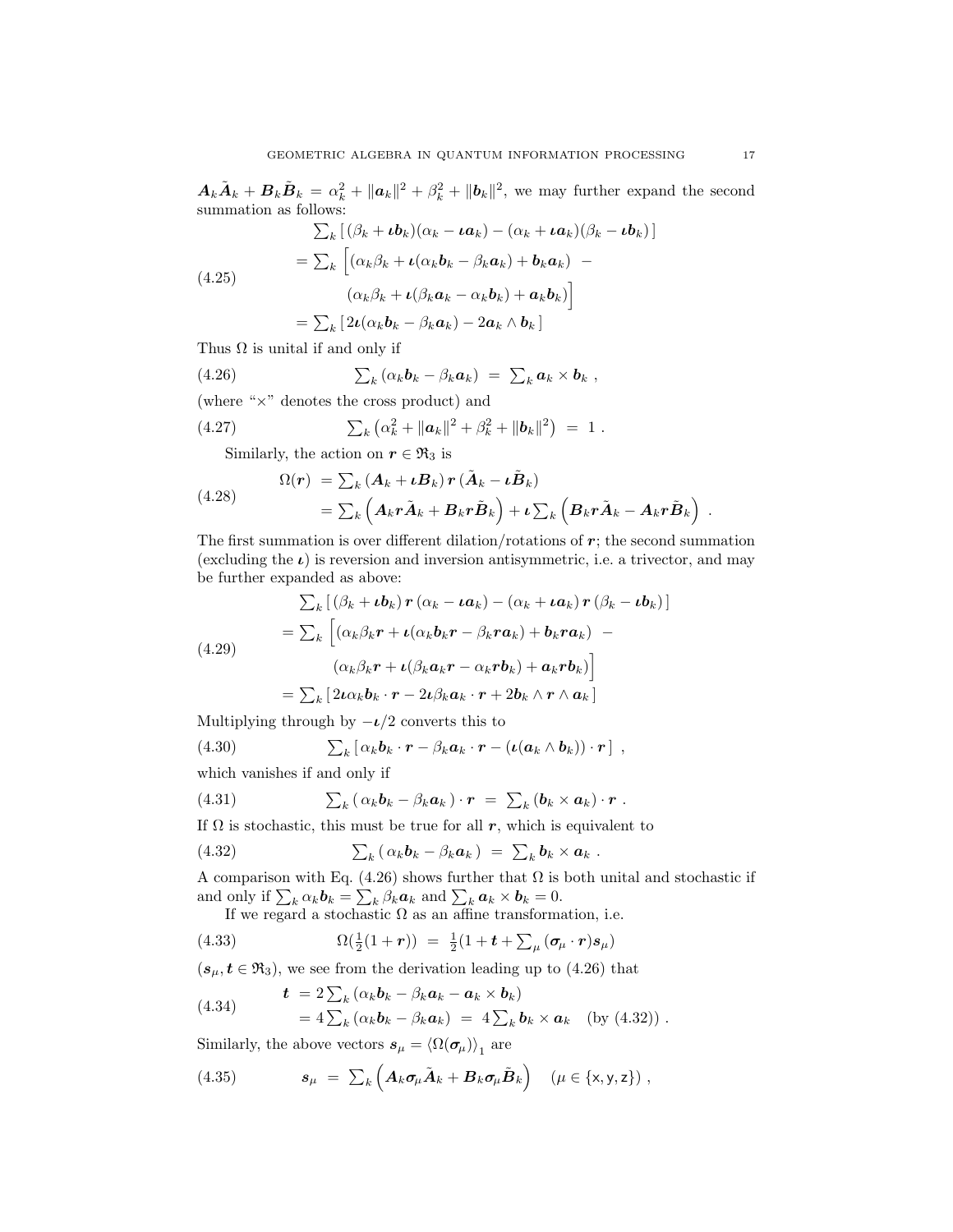$\boldsymbol{A}_k\tilde{\boldsymbol{A}}_k + \boldsymbol{B}_k\tilde{\boldsymbol{B}}_k = \alpha_k^2 + \|\boldsymbol{a}_k\|^2 + \beta_k^2 + \|\boldsymbol{b}_k\|^2$, we may further expand the second summation as follows:

$$
\begin{aligned}
&\textstyle\sum_k \left[ (\beta_k + \boldsymbol{\iota}\boldsymbol{b}_k)(\alpha_k - \boldsymbol{\iota}\boldsymbol{a}_k) - (\alpha_k + \boldsymbol{\iota}\boldsymbol{a}_k)(\beta_k - \boldsymbol{\iota}\boldsymbol{b}_k) \right] \\
&= \textstyle\sum_k \Big[ (\alpha_k\beta_k + \boldsymbol{\iota}(\alpha_k\boldsymbol{b}_k - \beta_k\boldsymbol{a}_k) + \boldsymbol{b}_k\boldsymbol{a}_k) \ - \\
&\qquad (\alpha_k\beta_k + \boldsymbol{\iota}(\beta_k\boldsymbol{a}_k - \alpha_k\boldsymbol{b}_k) + \boldsymbol{a}_k\boldsymbol{b}_k) \Big] \\
&= \textstyle\sum_k \left[ 2\boldsymbol{\iota}(\alpha_k\boldsymbol{b}_k - \beta_k\boldsymbol{a}_k) - 2\boldsymbol{a}_k \wedge \boldsymbol{b}_k \right]
\end{aligned}
\tag{4.25}
$$

Thus $\Omega$ is unital if and only if

$$
\textstyle\sum_k (\alpha_k\boldsymbol{b}_k - \beta_k\boldsymbol{a}_k) \ = \ \sum_k \boldsymbol{a}_k \times \boldsymbol{b}_k \ , \tag{4.26}
$$

(where "$\times$" denotes the cross product) and

$$
\textstyle\sum_k \left( \alpha_k^2 + \|\boldsymbol{a}_k\|^2 + \beta_k^2 + \|\boldsymbol{b}_k\|^2 \right) \ = \ 1 \ . \tag{4.27}
$$

Similarly, the action on $\boldsymbol{r} \in \mathfrak{R}_3$ is

$$
\begin{aligned}
\Omega(\boldsymbol{r}) \ &= \textstyle\sum_k (\boldsymbol{A}_k + \boldsymbol{\iota}\boldsymbol{B}_k)\, \boldsymbol{r}\, (\tilde{\boldsymbol{A}}_k - \boldsymbol{\iota}\tilde{\boldsymbol{B}}_k) \\
&= \textstyle\sum_k \Big( \boldsymbol{A}_k\boldsymbol{r}\tilde{\boldsymbol{A}}_k + \boldsymbol{B}_k\boldsymbol{r}\tilde{\boldsymbol{B}}_k \Big) + \boldsymbol{\iota} \sum_k \Big( \boldsymbol{B}_k\boldsymbol{r}\tilde{\boldsymbol{A}}_k - \boldsymbol{A}_k\boldsymbol{r}\tilde{\boldsymbol{B}}_k \Big) \ .
\end{aligned}
\tag{4.28}
$$

The first summation is over different dilation/rotations of $\boldsymbol{r}$; the second summation (excluding the $\boldsymbol{\iota}$) is reversion and inversion antisymmetric, i.e. a trivector, and may be further expanded as above:

$$
\begin{aligned}
&\textstyle\sum_k \left[ (\beta_k + \boldsymbol{\iota}\boldsymbol{b}_k)\, \boldsymbol{r}\, (\alpha_k - \boldsymbol{\iota}\boldsymbol{a}_k) - (\alpha_k + \boldsymbol{\iota}\boldsymbol{a}_k)\, \boldsymbol{r}\, (\beta_k - \boldsymbol{\iota}\boldsymbol{b}_k) \right] \\
&= \textstyle\sum_k \Big[ (\alpha_k\beta_k\boldsymbol{r} + \boldsymbol{\iota}(\alpha_k\boldsymbol{b}_k\boldsymbol{r} - \beta_k\boldsymbol{r}\boldsymbol{a}_k) + \boldsymbol{b}_k\boldsymbol{r}\boldsymbol{a}_k) \ - \\
&\qquad (\alpha_k\beta_k\boldsymbol{r} + \boldsymbol{\iota}(\beta_k\boldsymbol{a}_k\boldsymbol{r} - \alpha_k\boldsymbol{r}\boldsymbol{b}_k) + \boldsymbol{a}_k\boldsymbol{r}\boldsymbol{b}_k) \Big] \\
&= \textstyle\sum_k \left[ 2\boldsymbol{\iota}\alpha_k\boldsymbol{b}_k \cdot \boldsymbol{r} - 2\boldsymbol{\iota}\beta_k\boldsymbol{a}_k \cdot \boldsymbol{r} + 2\boldsymbol{b}_k \wedge \boldsymbol{r} \wedge \boldsymbol{a}_k \right]
\end{aligned}
\tag{4.29}
$$

Multiplying through by $-\boldsymbol{\iota}/2$ converts this to

$$
\textstyle\sum_k \left[ \alpha_k\boldsymbol{b}_k \cdot \boldsymbol{r} - \beta_k\boldsymbol{a}_k \cdot \boldsymbol{r} - (\boldsymbol{\iota}(\boldsymbol{a}_k \wedge \boldsymbol{b}_k)) \cdot \boldsymbol{r} \right] \ , \tag{4.30}
$$

which vanishes if and only if

$$
\textstyle\sum_k (\, \alpha_k\boldsymbol{b}_k - \beta_k\boldsymbol{a}_k \,) \cdot \boldsymbol{r} \ = \ \sum_k (\boldsymbol{b}_k \times \boldsymbol{a}_k) \cdot \boldsymbol{r} \ . \tag{4.31}
$$

If $\Omega$ is stochastic, this must be true for all $\boldsymbol{r}$, which is equivalent to

$$
\textstyle\sum_k (\, \alpha_k\boldsymbol{b}_k - \beta_k\boldsymbol{a}_k \,) \ = \ \sum_k \boldsymbol{b}_k \times \boldsymbol{a}_k \ . \tag{4.32}
$$

A comparison with Eq. (4.26) shows further that $\Omega$ is both unital and stochastic if and only if $\sum_k \alpha_k\boldsymbol{b}_k = \sum_k \beta_k\boldsymbol{a}_k$ and $\sum_k \boldsymbol{a}_k \times \boldsymbol{b}_k = 0$.

If we regard a stochastic $\Omega$ as an affine transformation, i.e.

$$
\Omega(\tfrac{1}{2}(1 + \boldsymbol{r})) \ = \ \tfrac{1}{2}(1 + \boldsymbol{t} + \textstyle\sum_\mu (\boldsymbol{\sigma}_\mu \cdot \boldsymbol{r})\boldsymbol{s}_\mu) \tag{4.33}
$$

($\boldsymbol{s}_\mu, \boldsymbol{t} \in \mathfrak{R}_3$), we see from the derivation leading up to (4.26) that

$$
\begin{aligned}
\boldsymbol{t} \ &= 2\textstyle\sum_k (\alpha_k\boldsymbol{b}_k - \beta_k\boldsymbol{a}_k - \boldsymbol{a}_k \times \boldsymbol{b}_k) \\
&= 4\textstyle\sum_k (\alpha_k\boldsymbol{b}_k - \beta_k\boldsymbol{a}_k) \ = \ 4\sum_k \boldsymbol{b}_k \times \boldsymbol{a}_k \quad \text{(by (4.32))} \ .
\end{aligned}
\tag{4.34}
$$

Similarly, the above vectors $\boldsymbol{s}_\mu = \langle \Omega(\boldsymbol{\sigma}_\mu) \rangle_1$ are

$$
\boldsymbol{s}_\mu \ = \ \textstyle\sum_k \Big( \boldsymbol{A}_k\boldsymbol{\sigma}_\mu\tilde{\boldsymbol{A}}_k + \boldsymbol{B}_k\boldsymbol{\sigma}_\mu\tilde{\boldsymbol{B}}_k \Big) \quad (\mu \in \{\mathsf{x}, \mathsf{y}, \mathsf{z}\}) \ , \tag{4.35}
$$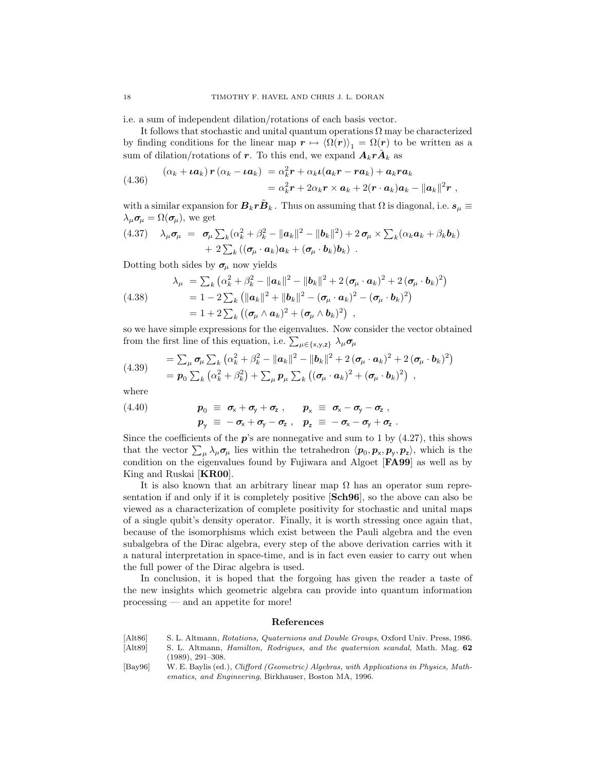i.e. a sum of independent dilation/rotations of each basis vector.

It follows that stochastic and unital quantum operations $\Omega$ may be characterized by finding conditions for the linear map $\boldsymbol{r} \mapsto \langle \Omega(\boldsymbol{r}) \rangle_1 = \Omega(\boldsymbol{r})$ to be written as a sum of dilation/rotations of $\boldsymbol{r}$. To this end, we expand $\boldsymbol{A}_k \boldsymbol{r} \tilde{\boldsymbol{A}}_k$ as

$$
\begin{aligned}
(\alpha_k + \iota \boldsymbol{a}_k)\, \boldsymbol{r}\, (\alpha_k - \iota \boldsymbol{a}_k) &= \alpha_k^2 \boldsymbol{r} + \alpha_k \iota (\boldsymbol{a}_k \boldsymbol{r} - \boldsymbol{r} \boldsymbol{a}_k) + \boldsymbol{a}_k \boldsymbol{r} \boldsymbol{a}_k \\
&= \alpha_k^2 \boldsymbol{r} + 2\alpha_k \boldsymbol{r} \times \boldsymbol{a}_k + 2(\boldsymbol{r} \cdot \boldsymbol{a}_k)\boldsymbol{a}_k - \|\boldsymbol{a}_k\|^2 \boldsymbol{r}\ ,
\end{aligned} \tag{4.36}
$$

with a similar expansion for $\boldsymbol{B}_k \boldsymbol{r} \tilde{\boldsymbol{B}}_k$. Thus on assuming that $\Omega$ is diagonal, i.e. $\boldsymbol{s}_\mu \equiv \lambda_\mu \boldsymbol{\sigma}_\mu = \Omega(\boldsymbol{\sigma}_\mu)$, we get

$$
\begin{aligned}
\lambda_\mu \boldsymbol{\sigma}_\mu \;=\; & \boldsymbol{\sigma}_\mu \textstyle\sum_k (\alpha_k^2 + \beta_k^2 - \|\boldsymbol{a}_k\|^2 - \|\boldsymbol{b}_k\|^2) + 2\, \boldsymbol{\sigma}_\mu \times \sum_k (\alpha_k \boldsymbol{a}_k + \beta_k \boldsymbol{b}_k) \\
& + 2 \textstyle\sum_k \left( (\boldsymbol{\sigma}_\mu \cdot \boldsymbol{a}_k)\boldsymbol{a}_k + (\boldsymbol{\sigma}_\mu \cdot \boldsymbol{b}_k)\boldsymbol{b}_k \right)\ .
\end{aligned} \tag{4.37}
$$

Dotting both sides by $\boldsymbol{\sigma}_\mu$ now yields

$$
\begin{aligned}
\lambda_\mu &= \textstyle\sum_k \left( \alpha_k^2 + \beta_k^2 - \|\boldsymbol{a}_k\|^2 - \|\boldsymbol{b}_k\|^2 + 2\,(\boldsymbol{\sigma}_\mu \cdot \boldsymbol{a}_k)^2 + 2\,(\boldsymbol{\sigma}_\mu \cdot \boldsymbol{b}_k)^2 \right) \\
&= 1 - 2 \textstyle\sum_k \left( \|\boldsymbol{a}_k\|^2 + \|\boldsymbol{b}_k\|^2 - (\boldsymbol{\sigma}_\mu \cdot \boldsymbol{a}_k)^2 - (\boldsymbol{\sigma}_\mu \cdot \boldsymbol{b}_k)^2 \right) \\
&= 1 + 2 \textstyle\sum_k \left( (\boldsymbol{\sigma}_\mu \wedge \boldsymbol{a}_k)^2 + (\boldsymbol{\sigma}_\mu \wedge \boldsymbol{b}_k)^2 \right)\ ,
\end{aligned} \tag{4.38}
$$

so we have simple expressions for the eigenvalues. Now consider the vector obtained from the first line of this equation, i.e. $\sum_{\mu \in \{\mathsf{x},\mathsf{y},\mathsf{z}\}} \lambda_\mu \boldsymbol{\sigma}_\mu$

$$
\begin{aligned}
&= \textstyle\sum_\mu \boldsymbol{\sigma}_\mu \sum_k \left( \alpha_k^2 + \beta_k^2 - \|\boldsymbol{a}_k\|^2 - \|\boldsymbol{b}_k\|^2 + 2\,(\boldsymbol{\sigma}_\mu \cdot \boldsymbol{a}_k)^2 + 2\,(\boldsymbol{\sigma}_\mu \cdot \boldsymbol{b}_k)^2 \right) \\
&= \boldsymbol{p}_0 \textstyle\sum_k \left( \alpha_k^2 + \beta_k^2 \right) + \sum_\mu \boldsymbol{p}_\mu \sum_k \left( (\boldsymbol{\sigma}_\mu \cdot \boldsymbol{a}_k)^2 + (\boldsymbol{\sigma}_\mu \cdot \boldsymbol{b}_k)^2 \right)\ ,
\end{aligned} \tag{4.39}
$$

where

$$
\begin{aligned}
\boldsymbol{p}_0 \;&\equiv\; \boldsymbol{\sigma}_\mathsf{x} + \boldsymbol{\sigma}_\mathsf{y} + \boldsymbol{\sigma}_\mathsf{z}\ , \qquad & \boldsymbol{p}_\mathsf{x} \;&\equiv\; \boldsymbol{\sigma}_\mathsf{x} - \boldsymbol{\sigma}_\mathsf{y} - \boldsymbol{\sigma}_\mathsf{z}\ , \\
\boldsymbol{p}_\mathsf{y} \;&\equiv\; -\boldsymbol{\sigma}_\mathsf{x} + \boldsymbol{\sigma}_\mathsf{y} - \boldsymbol{\sigma}_\mathsf{z}\ , \qquad & \boldsymbol{p}_\mathsf{z} \;&\equiv\; -\boldsymbol{\sigma}_\mathsf{x} - \boldsymbol{\sigma}_\mathsf{y} + \boldsymbol{\sigma}_\mathsf{z}\ .
\end{aligned} \tag{4.40}
$$

Since the coefficients of the $\boldsymbol{p}$'s are nonnegative and sum to 1 by (4.27), this shows that the vector $\sum_\mu \lambda_\mu \boldsymbol{\sigma}_\mu$ lies within the tetrahedron $\langle \boldsymbol{p}_0, \boldsymbol{p}_\mathsf{x}, \boldsymbol{p}_\mathsf{y}, \boldsymbol{p}_\mathsf{z} \rangle$, which is the condition on the eigenvalues found by Fujiwara and Algoet [**FA99**] as well as by King and Ruskai [**KR00**].

It is also known that an arbitrary linear map $\Omega$ has an operator sum representation if and only if it is completely positive [**Sch96**], so the above can also be viewed as a characterization of complete positivity for stochastic and unital maps of a single qubit's density operator. Finally, it is worth stressing once again that, because of the isomorphisms which exist between the Pauli algebra and the even subalgebra of the Dirac algebra, every step of the above derivation carries with it a natural interpretation in space-time, and is in fact even easier to carry out when the full power of the Dirac algebra is used.

In conclusion, it is hoped that the forgoing has given the reader a taste of the new insights which geometric algebra can provide into quantum information processing — and an appetite for more!

## References

[Alt86] S. L. Altmann, *Rotations, Quaternions and Double Groups*, Oxford Univ. Press, 1986.

[Alt89] S. L. Altmann, *Hamilton, Rodrigues, and the quaternion scandal*, Math. Mag. **62** (1989), 291–308.

[Bay96] W. E. Baylis (ed.), *Clifford (Geometric) Algebras, with Applications in Physics, Mathematics, and Engineering*, Birkhauser, Boston MA, 1996.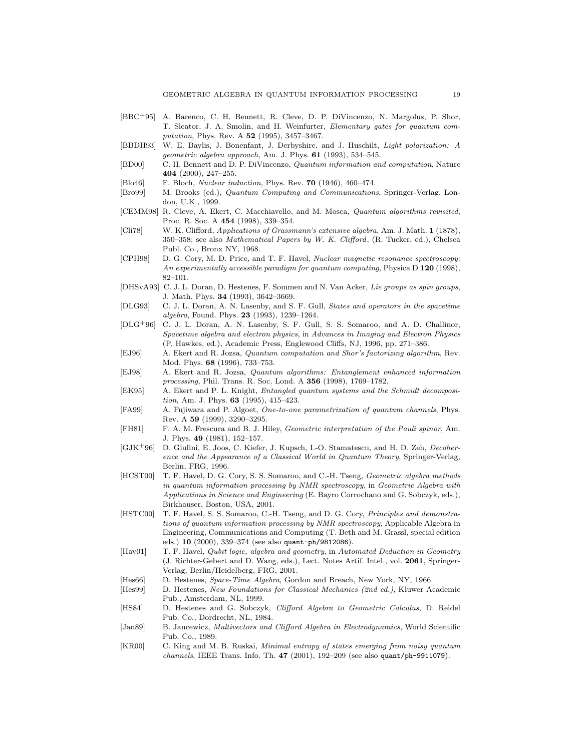[BBC⁺95] A. Barenco, C. H. Bennett, R. Cleve, D. P. DiVincenzo, N. Margolus, P. Shor, T. Sleator, J. A. Smolin, and H. Weinfurter, *Elementary gates for quantum computation*, Phys. Rev. A **52** (1995), 3457–3467.

[BBDH93] W. E. Baylis, J. Bonenfant, J. Derbyshire, and J. Huschilt, *Light polarization: A geometric algebra approach*, Am. J. Phys. **61** (1993), 534–545.

[BD00] C. H. Bennett and D. P. DiVincenzo, *Quantum information and computation*, Nature **404** (2000), 247–255.

[Blo46] F. Bloch, *Nuclear induction*, Phys. Rev. **70** (1946), 460–474.

[Bro99] M. Brooks (ed.), *Quantum Computing and Communications*, Springer-Verlag, London, U.K., 1999.

[CEMM98] R. Cleve, A. Ekert, C. Macchiavello, and M. Mosca, *Quantum algorithms revisited*, Proc. R. Soc. A **454** (1998), 339–354.

[Cli78] W. K. Clifford, *Applications of Grassmann's extensive algebra*, Am. J. Math. **1** (1878), 350–358; see also *Mathematical Papers by W. K. Clifford*, (R. Tucker, ed.), Chelsea Publ. Co., Bronx NY, 1968.

[CPH98] D. G. Cory, M. D. Price, and T. F. Havel, *Nuclear magnetic resonance spectroscopy: An experimentally accessible paradigm for quantum computing*, Physica D **120** (1998), 82–101.

[DHSvA93] C. J. L. Doran, D. Hestenes, F. Sommen and N. Van Acker, *Lie groups as spin groups*, J. Math. Phys. **34** (1993), 3642–3669.

[DLG93] C. J. L. Doran, A. N. Lasenby, and S. F. Gull, *States and operators in the spacetime algebra*, Found. Phys. **23** (1993), 1239–1264.

[DLG⁺96] C. J. L. Doran, A. N. Lasenby, S. F. Gull, S. S. Somaroo, and A. D. Challinor, *Spacetime algebra and electron physics*, in *Advances in Imaging and Electron Physics* (P. Hawkes, ed.), Academic Press, Englewood Cliffs, NJ, 1996, pp. 271–386.

[EJ96] A. Ekert and R. Jozsa, *Quantum computation and Shor's factorizing algorithm*, Rev. Mod. Phys. **68** (1996), 733–753.

[EJ98] A. Ekert and R. Jozsa, *Quantum algorithms: Entanglement enhanced information processing*, Phil. Trans. R. Soc. Lond. A **356** (1998), 1769–1782.

[EK95] A. Ekert and P. L. Knight, *Entangled quantum systems and the Schmidt decomposition*, Am. J. Phys. **63** (1995), 415–423.

[FA99] A. Fujiwara and P. Algoet, *One-to-one parametrization of quantum channels*, Phys. Rev. A **59** (1999), 3290–3295.

[FH81] F. A. M. Frescura and B. J. Hiley, *Geometric interpretation of the Pauli spinor*, Am. J. Phys. **49** (1981), 152–157.

[GJK⁺96] D. Giulini, E. Joos, C. Kiefer, J. Kupsch, I.-O. Stamatescu, and H. D. Zeh, *Decoherence and the Appearance of a Classical World in Quantum Theory*, Springer-Verlag, Berlin, FRG, 1996.

[HCST00] T. F. Havel, D. G. Cory, S. S. Somaroo, and C.-H. Tseng, *Geometric algebra methods in quantum information processing by NMR spectroscopy*, in *Geometric Algebra with Applications in Science and Engineering* (E. Bayro Corrochano and G. Sobczyk, eds.), Birkhauser, Boston, USA, 2001.

[HSTC00] T. F. Havel, S. S. Somaroo, C.-H. Tseng, and D. G. Cory, *Principles and demonstrations of quantum information processing by NMR spectroscopy*, Applicable Algebra in Engineering, Communications and Computing (T. Beth and M. Grassl, special edition eds.) **10** (2000), 339–374 (see also `quant-ph/9812086`).

[Hav01] T. F. Havel, *Qubit logic, algebra and geometry*, in *Automated Deduction in Geometry* (J. Richter-Gebert and D. Wang, eds.), Lect. Notes Artif. Intel., vol. **2061**, Springer-Verlag, Berlin/Heidelberg, FRG, 2001.

[Hes66] D. Hestenes, *Space-Time Algebra*, Gordon and Breach, New York, NY, 1966.

[Hes99] D. Hestenes, *New Foundations for Classical Mechanics (2nd ed.)*, Kluwer Academic Pub., Amsterdam, NL, 1999.

[HS84] D. Hestenes and G. Sobczyk, *Clifford Algebra to Geometric Calculus*, D. Reidel Pub. Co., Dordrecht, NL, 1984.

[Jan89] B. Jancewicz, *Multivectors and Clifford Algebra in Electrodynamics*, World Scientific Pub. Co., 1989.

[KR00] C. King and M. B. Ruskai, *Minimal entropy of states emerging from noisy quantum channels*, IEEE Trans. Info. Th. **47** (2001), 192–209 (see also `quant/ph-9911079`).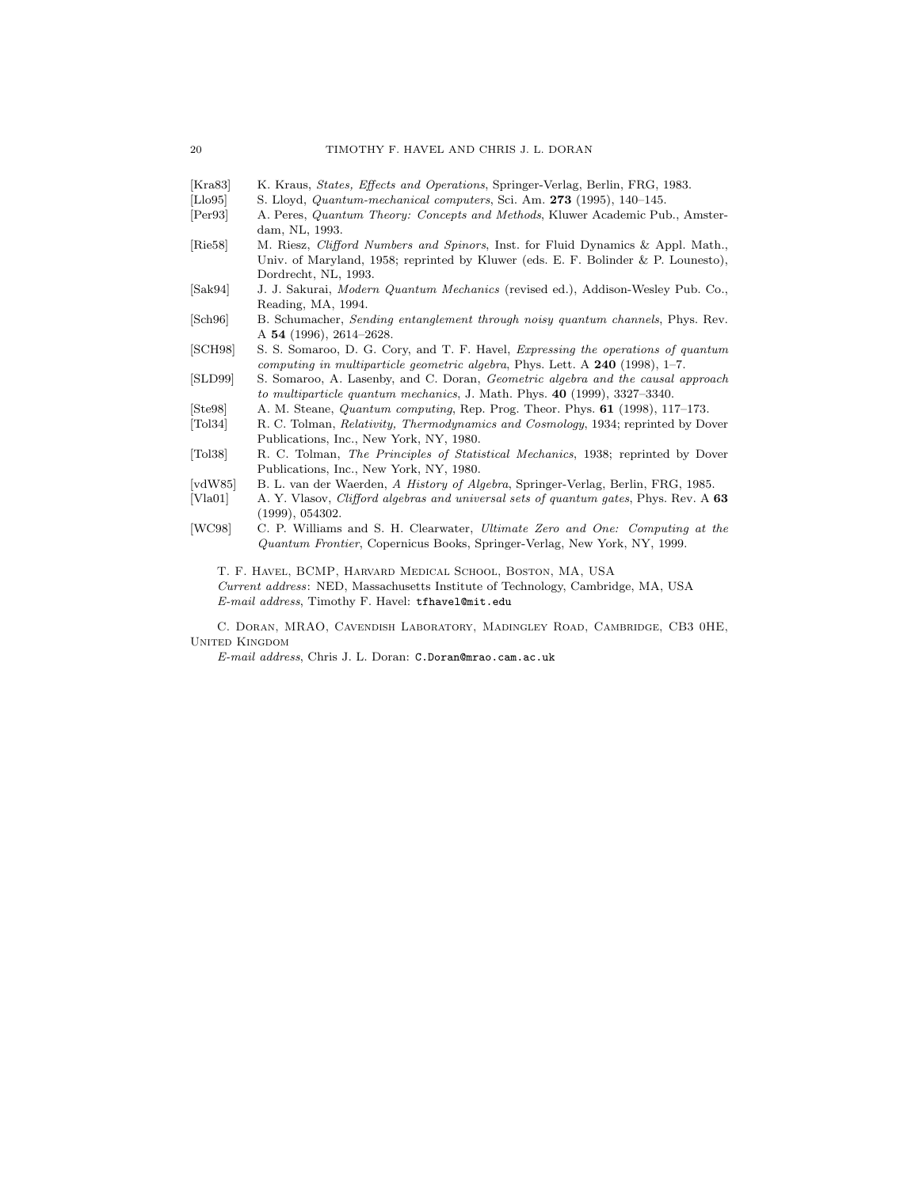- [Kra83] K. Kraus, *States, Effects and Operations*, Springer-Verlag, Berlin, FRG, 1983.
- [Llo95] S. Lloyd, *Quantum-mechanical computers*, Sci. Am. **273** (1995), 140–145.
- [Per93] A. Peres, *Quantum Theory: Concepts and Methods*, Kluwer Academic Pub., Amsterdam, NL, 1993.
- [Rie58] M. Riesz, *Clifford Numbers and Spinors*, Inst. for Fluid Dynamics & Appl. Math., Univ. of Maryland, 1958; reprinted by Kluwer (eds. E. F. Bolinder & P. Lounesto), Dordrecht, NL, 1993.
- [Sak94] J. J. Sakurai, *Modern Quantum Mechanics* (revised ed.), Addison-Wesley Pub. Co., Reading, MA, 1994.
- [Sch96] B. Schumacher, *Sending entanglement through noisy quantum channels*, Phys. Rev. A **54** (1996), 2614–2628.
- [SCH98] S. S. Somaroo, D. G. Cory, and T. F. Havel, *Expressing the operations of quantum computing in multiparticle geometric algebra*, Phys. Lett. A **240** (1998), 1–7.
- [SLD99] S. Somaroo, A. Lasenby, and C. Doran, *Geometric algebra and the causal approach to multiparticle quantum mechanics*, J. Math. Phys. **40** (1999), 3327–3340.
- [Ste98] A. M. Steane, *Quantum computing*, Rep. Prog. Theor. Phys. **61** (1998), 117–173.
- [Tol34] R. C. Tolman, *Relativity, Thermodynamics and Cosmology*, 1934; reprinted by Dover Publications, Inc., New York, NY, 1980.
- [Tol38] R. C. Tolman, *The Principles of Statistical Mechanics*, 1938; reprinted by Dover Publications, Inc., New York, NY, 1980.
- [vdW85] B. L. van der Waerden, *A History of Algebra*, Springer-Verlag, Berlin, FRG, 1985.
- [Vla01] A. Y. Vlasov, *Clifford algebras and universal sets of quantum gates*, Phys. Rev. A **63** (1999), 054302.
- [WC98] C. P. Williams and S. H. Clearwater, *Ultimate Zero and One: Computing at the Quantum Frontier*, Copernicus Books, Springer-Verlag, New York, NY, 1999.

T. F. Havel, BCMP, Harvard Medical School, Boston, MA, USA

*Current address*: NED, Massachusetts Institute of Technology, Cambridge, MA, USA

*E-mail address*, Timothy F. Havel: `tfhavel@mit.edu`

C. Doran, MRAO, Cavendish Laboratory, Madingley Road, Cambridge, CB3 0HE, United Kingdom

*E-mail address*, Chris J. L. Doran: `C.Doran@mrao.cam.ac.uk`